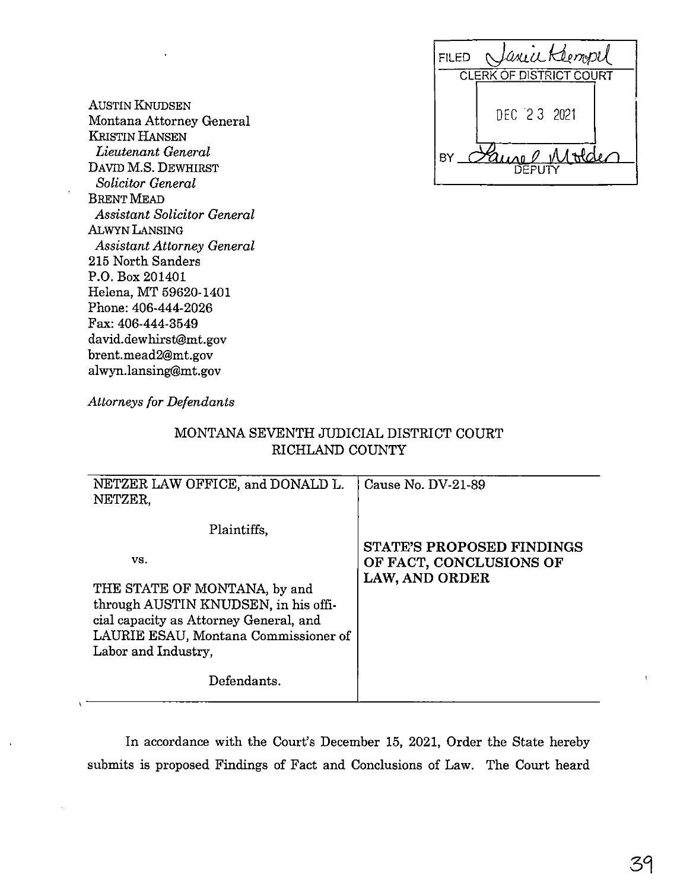FILED Janie Kempel
CLERK OF DISTRICT COURT

DEC 23 2021

BY Laurel Molden
DEPUTY

AUSTIN KNUDSEN
Montana Attorney General
KRISTIN HANSEN
*Lieutenant General*
DAVID M.S. DEWHIRST
*Solicitor General*
BRENT MEAD
*Assistant Solicitor General*
ALWYN LANSING
*Assistant Attorney General*
215 North Sanders
P.O. Box 201401
Helena, MT 59620-1401
Phone: 406-444-2026
Fax: 406-444-3549
david.dewhirst@mt.gov
brent.mead2@mt.gov
alwyn.lansing@mt.gov

*Attorneys for Defendants*

MONTANA SEVENTH JUDICIAL DISTRICT COURT
RICHLAND COUNTY

| | |
|---|---|
| NETZER LAW OFFICE, and DONALD L. NETZER,<br><br>Plaintiffs,<br><br>vs.<br><br>THE STATE OF MONTANA, by and through AUSTIN KNUDSEN, in his official capacity as Attorney General, and LAURIE ESAU, Montana Commissioner of Labor and Industry,<br><br>Defendants. | Cause No. DV-21-89<br><br>**STATE'S PROPOSED FINDINGS OF FACT, CONCLUSIONS OF LAW, AND ORDER** |

In accordance with the Court's December 15, 2021, Order the State hereby submits is proposed Findings of Fact and Conclusions of Law. The Court heard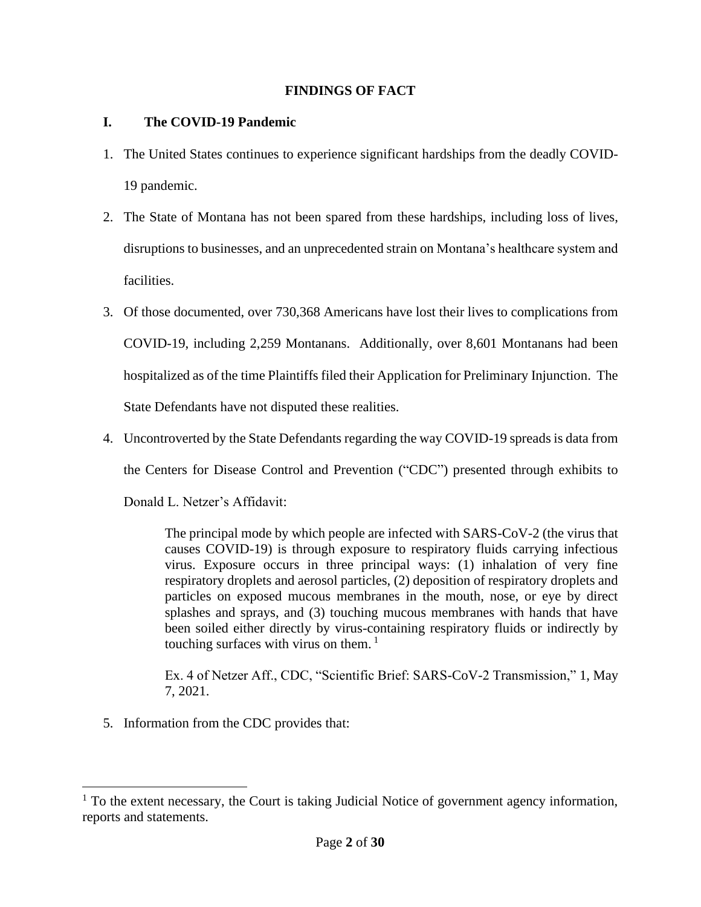**FINDINGS OF FACT**

## I. The COVID-19 Pandemic

1. The United States continues to experience significant hardships from the deadly COVID-19 pandemic.
2. The State of Montana has not been spared from these hardships, including loss of lives, disruptions to businesses, and an unprecedented strain on Montana's healthcare system and facilities.
3. Of those documented, over 730,368 Americans have lost their lives to complications from COVID-19, including 2,259 Montanans. Additionally, over 8,601 Montanans had been hospitalized as of the time Plaintiffs filed their Application for Preliminary Injunction. The State Defendants have not disputed these realities.
4. Uncontroverted by the State Defendants regarding the way COVID-19 spreads is data from the Centers for Disease Control and Prevention ("CDC") presented through exhibits to Donald L. Netzer's Affidavit:

   > The principal mode by which people are infected with SARS-CoV-2 (the virus that causes COVID-19) is through exposure to respiratory fluids carrying infectious virus. Exposure occurs in three principal ways: (1) inhalation of very fine respiratory droplets and aerosol particles, (2) deposition of respiratory droplets and particles on exposed mucous membranes in the mouth, nose, or eye by direct splashes and sprays, and (3) touching mucous membranes with hands that have been soiled either directly by virus-containing respiratory fluids or indirectly by touching surfaces with virus on them. [1]
   >
   > Ex. 4 of Netzer Aff., CDC, "Scientific Brief: SARS-CoV-2 Transmission," 1, May 7, 2021.

5. Information from the CDC provides that:

[1] To the extent necessary, the Court is taking Judicial Notice of government agency information, reports and statements.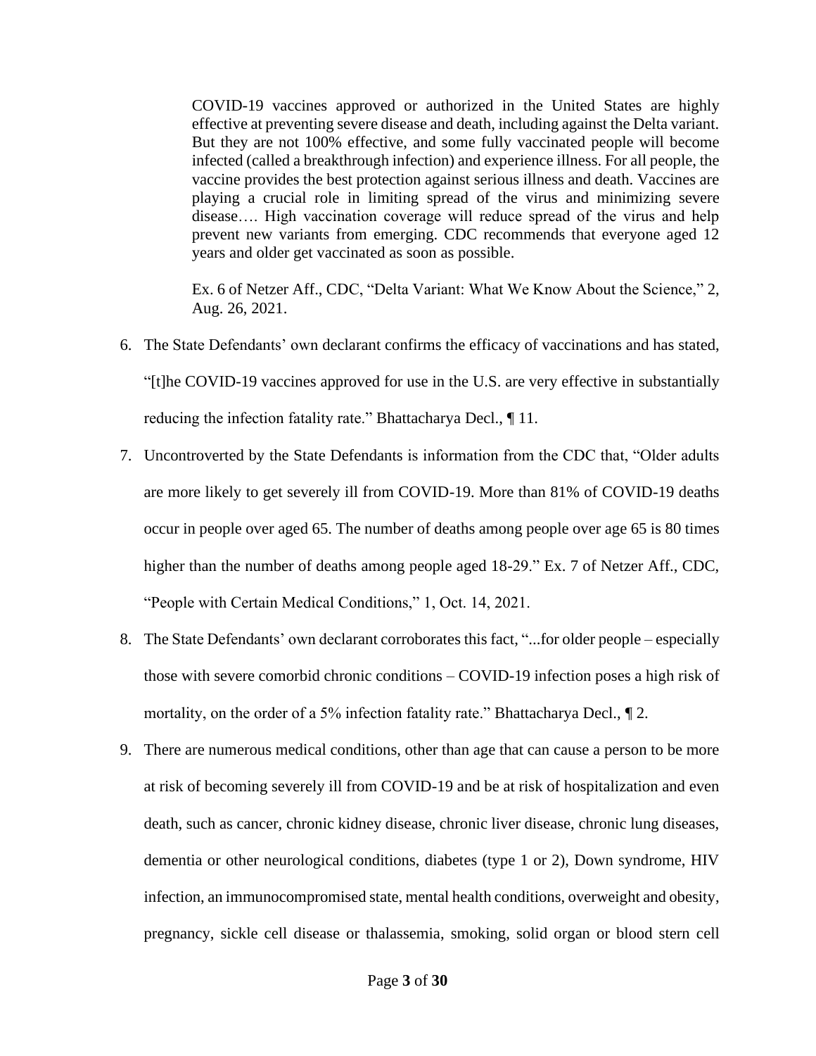> COVID-19 vaccines approved or authorized in the United States are highly effective at preventing severe disease and death, including against the Delta variant. But they are not 100% effective, and some fully vaccinated people will become infected (called a breakthrough infection) and experience illness. For all people, the vaccine provides the best protection against serious illness and death. Vaccines are playing a crucial role in limiting spread of the virus and minimizing severe disease…. High vaccination coverage will reduce spread of the virus and help prevent new variants from emerging. CDC recommends that everyone aged 12 years and older get vaccinated as soon as possible.
>
> Ex. 6 of Netzer Aff., CDC, "Delta Variant: What We Know About the Science," 2, Aug. 26, 2021.

6. The State Defendants' own declarant confirms the efficacy of vaccinations and has stated, "[t]he COVID-19 vaccines approved for use in the U.S. are very effective in substantially reducing the infection fatality rate." Bhattacharya Decl., ¶ 11.
7. Uncontroverted by the State Defendants is information from the CDC that, "Older adults are more likely to get severely ill from COVID-19. More than 81% of COVID-19 deaths occur in people over aged 65. The number of deaths among people over age 65 is 80 times higher than the number of deaths among people aged 18-29." Ex. 7 of Netzer Aff., CDC, "People with Certain Medical Conditions," 1, Oct. 14, 2021.
8. The State Defendants' own declarant corroborates this fact, "...for older people – especially those with severe comorbid chronic conditions – COVID-19 infection poses a high risk of mortality, on the order of a 5% infection fatality rate." Bhattacharya Decl., ¶ 2.
9. There are numerous medical conditions, other than age that can cause a person to be more at risk of becoming severely ill from COVID-19 and be at risk of hospitalization and even death, such as cancer, chronic kidney disease, chronic liver disease, chronic lung diseases, dementia or other neurological conditions, diabetes (type 1 or 2), Down syndrome, HIV infection, an immunocompromised state, mental health conditions, overweight and obesity, pregnancy, sickle cell disease or thalassemia, smoking, solid organ or blood stern cell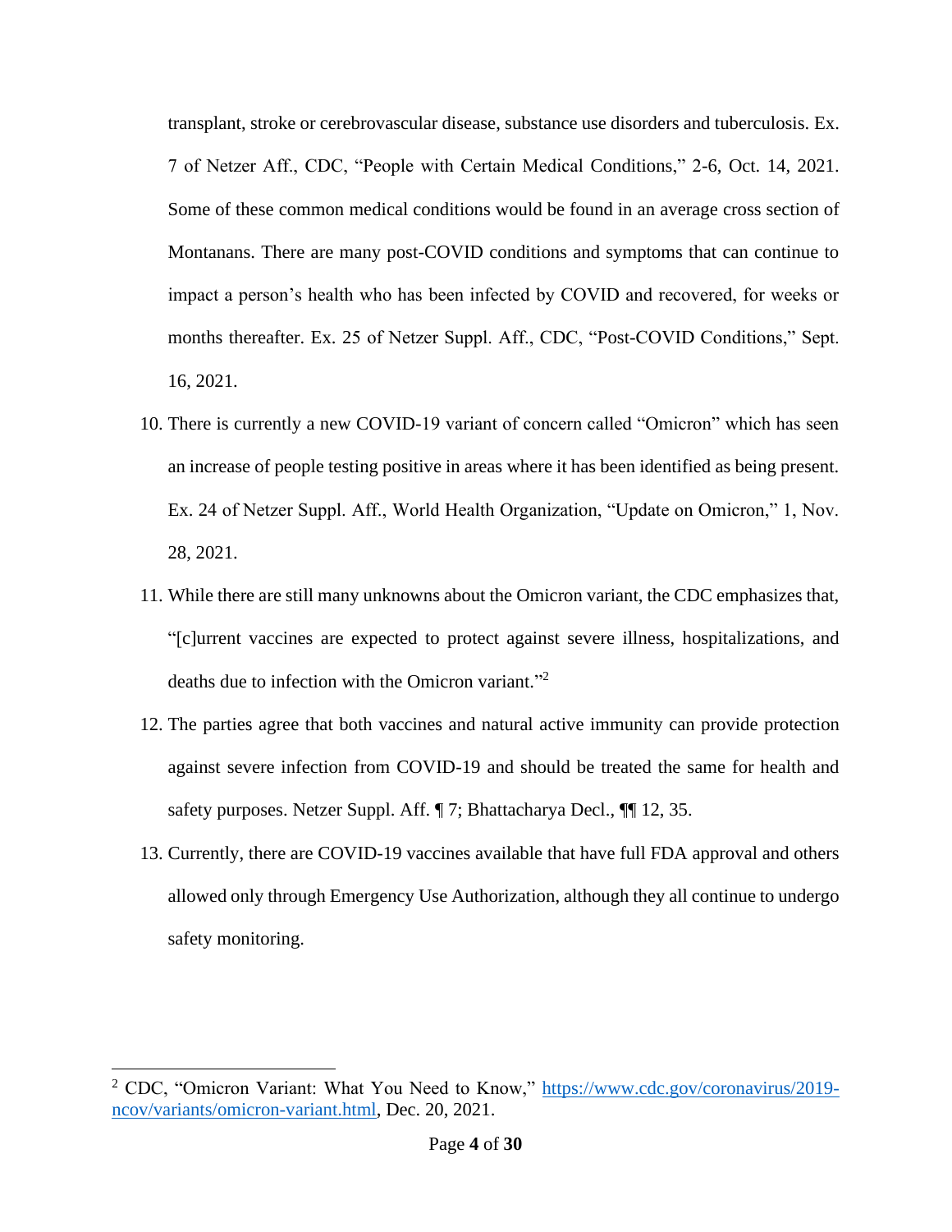transplant, stroke or cerebrovascular disease, substance use disorders and tuberculosis. Ex. 7 of Netzer Aff., CDC, "People with Certain Medical Conditions," 2-6, Oct. 14, 2021. Some of these common medical conditions would be found in an average cross section of Montanans. There are many post-COVID conditions and symptoms that can continue to impact a person's health who has been infected by COVID and recovered, for weeks or months thereafter. Ex. 25 of Netzer Suppl. Aff., CDC, "Post-COVID Conditions," Sept. 16, 2021.

10. There is currently a new COVID-19 variant of concern called "Omicron" which has seen an increase of people testing positive in areas where it has been identified as being present. Ex. 24 of Netzer Suppl. Aff., World Health Organization, "Update on Omicron," 1, Nov. 28, 2021.

11. While there are still many unknowns about the Omicron variant, the CDC emphasizes that, "[c]urrent vaccines are expected to protect against severe illness, hospitalizations, and deaths due to infection with the Omicron variant."[2]

12. The parties agree that both vaccines and natural active immunity can provide protection against severe infection from COVID-19 and should be treated the same for health and safety purposes. Netzer Suppl. Aff. ¶ 7; Bhattacharya Decl., ¶¶ 12, 35.

13. Currently, there are COVID-19 vaccines available that have full FDA approval and others allowed only through Emergency Use Authorization, although they all continue to undergo safety monitoring.

---

[2] CDC, "Omicron Variant: What You Need to Know," https://www.cdc.gov/coronavirus/2019-ncov/variants/omicron-variant.html, Dec. 20, 2021.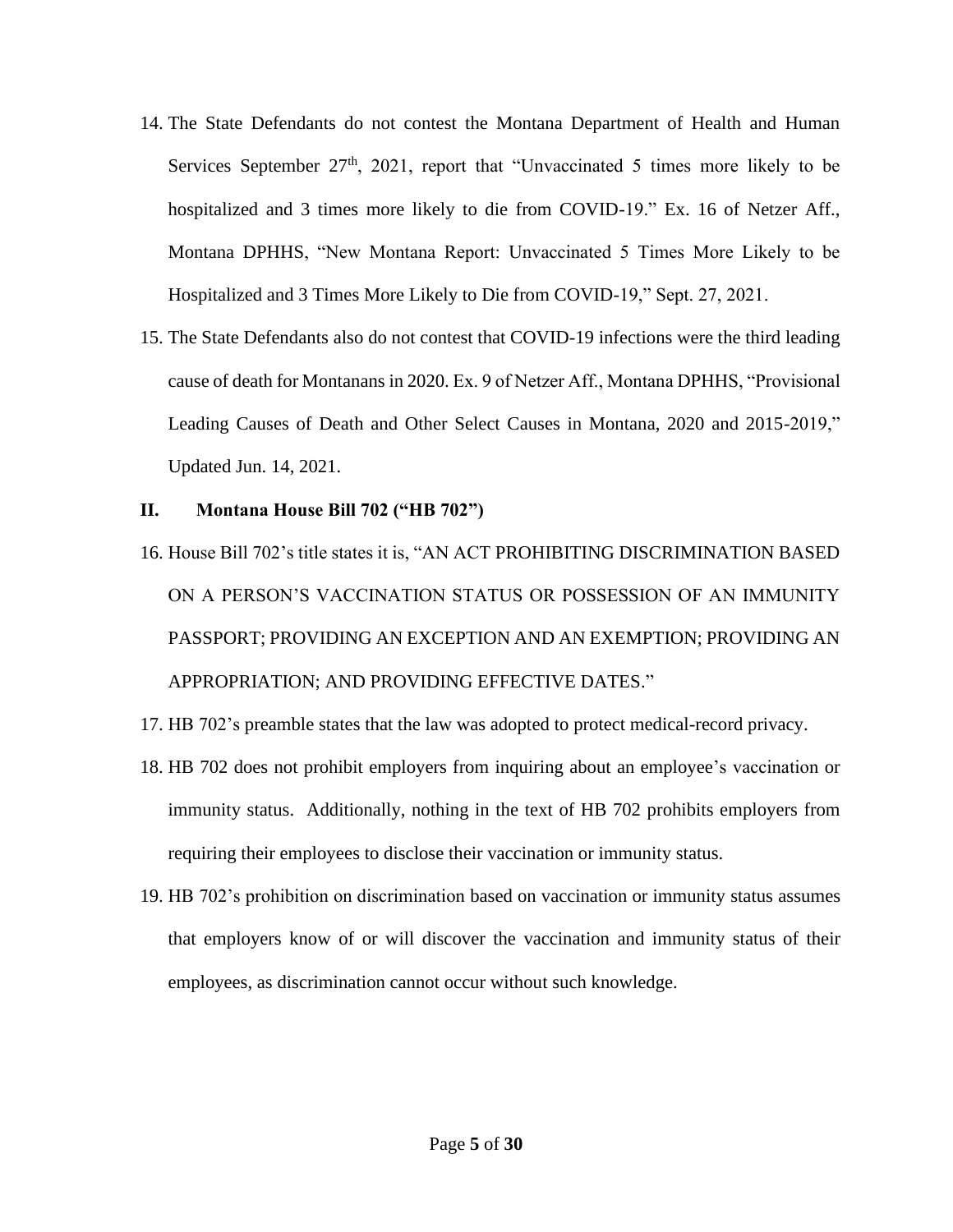14. The State Defendants do not contest the Montana Department of Health and Human Services September 27th, 2021, report that "Unvaccinated 5 times more likely to be hospitalized and 3 times more likely to die from COVID-19." Ex. 16 of Netzer Aff., Montana DPHHS, "New Montana Report: Unvaccinated 5 Times More Likely to be Hospitalized and 3 Times More Likely to Die from COVID-19," Sept. 27, 2021.

15. The State Defendants also do not contest that COVID-19 infections were the third leading cause of death for Montanans in 2020. Ex. 9 of Netzer Aff., Montana DPHHS, "Provisional Leading Causes of Death and Other Select Causes in Montana, 2020 and 2015-2019," Updated Jun. 14, 2021.

## II. Montana House Bill 702 ("HB 702")

16. House Bill 702's title states it is, "AN ACT PROHIBITING DISCRIMINATION BASED ON A PERSON'S VACCINATION STATUS OR POSSESSION OF AN IMMUNITY PASSPORT; PROVIDING AN EXCEPTION AND AN EXEMPTION; PROVIDING AN APPROPRIATION; AND PROVIDING EFFECTIVE DATES."

17. HB 702's preamble states that the law was adopted to protect medical-record privacy.

18. HB 702 does not prohibit employers from inquiring about an employee's vaccination or immunity status. Additionally, nothing in the text of HB 702 prohibits employers from requiring their employees to disclose their vaccination or immunity status.

19. HB 702's prohibition on discrimination based on vaccination or immunity status assumes that employers know of or will discover the vaccination and immunity status of their employees, as discrimination cannot occur without such knowledge.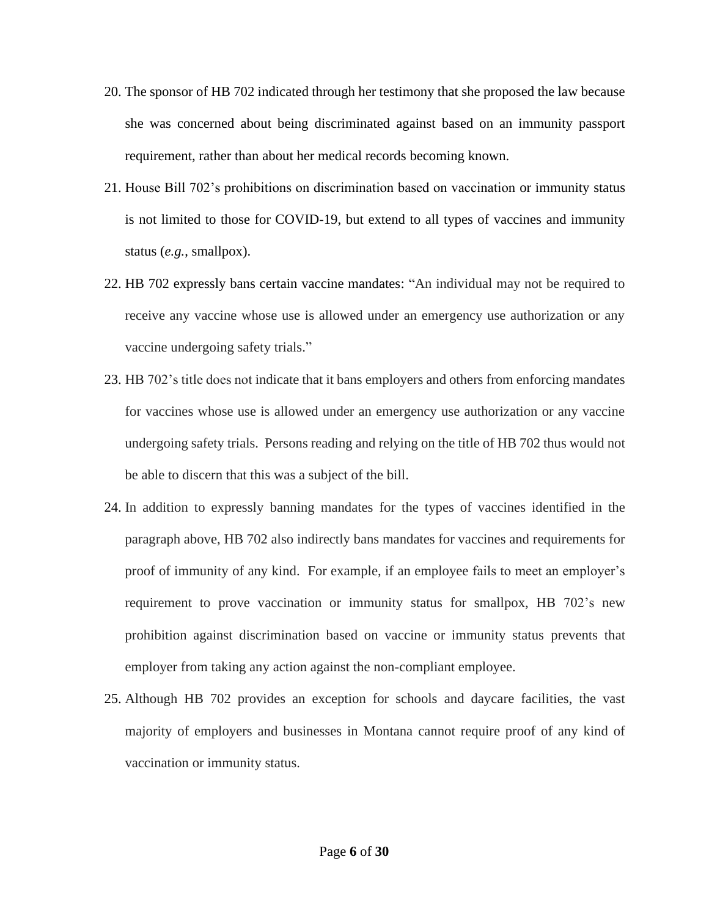20. The sponsor of HB 702 indicated through her testimony that she proposed the law because she was concerned about being discriminated against based on an immunity passport requirement, rather than about her medical records becoming known.

21. House Bill 702's prohibitions on discrimination based on vaccination or immunity status is not limited to those for COVID-19, but extend to all types of vaccines and immunity status (*e.g.*, smallpox).

22. HB 702 expressly bans certain vaccine mandates: "An individual may not be required to receive any vaccine whose use is allowed under an emergency use authorization or any vaccine undergoing safety trials."

23. HB 702's title does not indicate that it bans employers and others from enforcing mandates for vaccines whose use is allowed under an emergency use authorization or any vaccine undergoing safety trials. Persons reading and relying on the title of HB 702 thus would not be able to discern that this was a subject of the bill.

24. In addition to expressly banning mandates for the types of vaccines identified in the paragraph above, HB 702 also indirectly bans mandates for vaccines and requirements for proof of immunity of any kind. For example, if an employee fails to meet an employer's requirement to prove vaccination or immunity status for smallpox, HB 702's new prohibition against discrimination based on vaccine or immunity status prevents that employer from taking any action against the non-compliant employee.

25. Although HB 702 provides an exception for schools and daycare facilities, the vast majority of employers and businesses in Montana cannot require proof of any kind of vaccination or immunity status.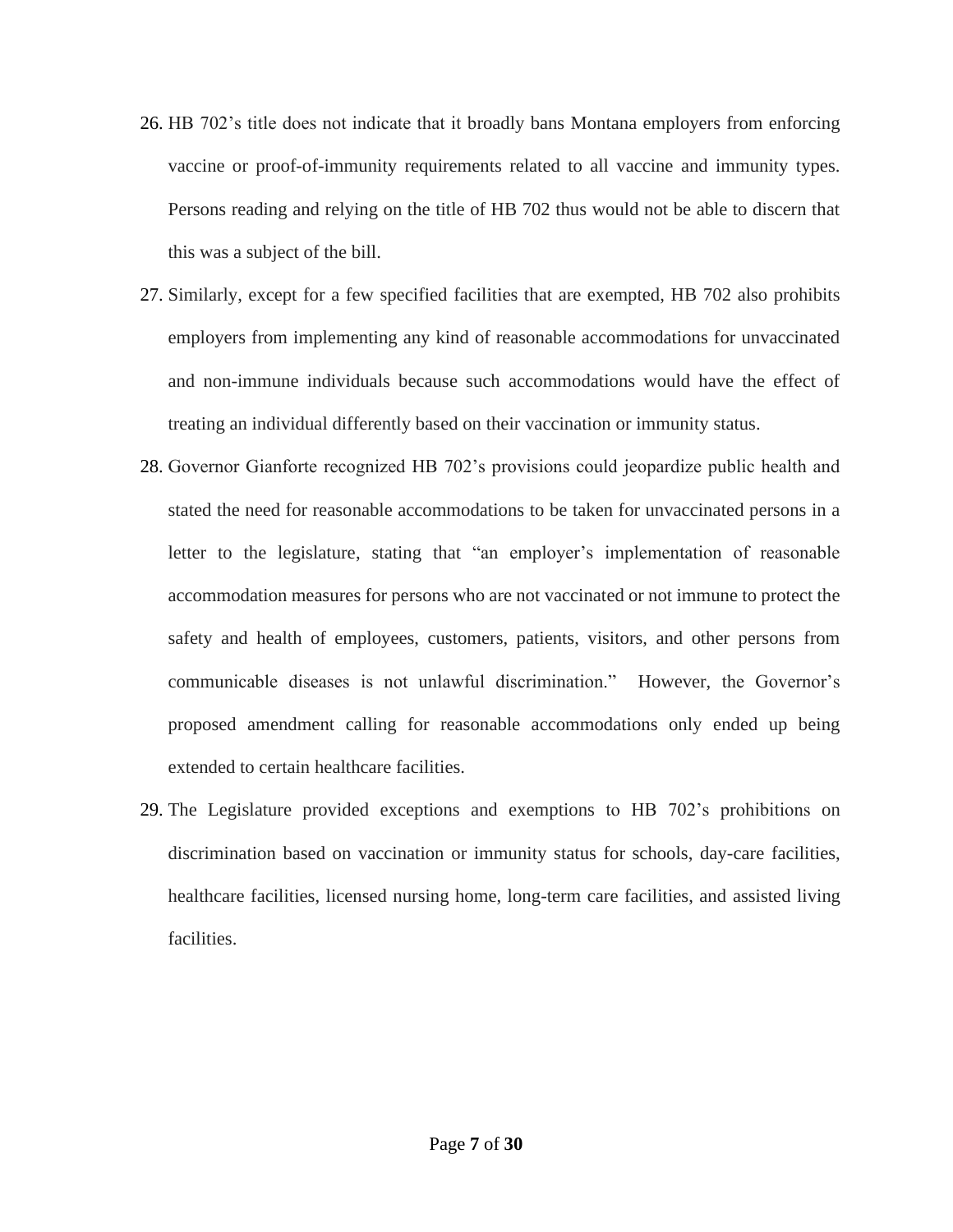26. HB 702's title does not indicate that it broadly bans Montana employers from enforcing vaccine or proof-of-immunity requirements related to all vaccine and immunity types. Persons reading and relying on the title of HB 702 thus would not be able to discern that this was a subject of the bill.
27. Similarly, except for a few specified facilities that are exempted, HB 702 also prohibits employers from implementing any kind of reasonable accommodations for unvaccinated and non-immune individuals because such accommodations would have the effect of treating an individual differently based on their vaccination or immunity status.
28. Governor Gianforte recognized HB 702's provisions could jeopardize public health and stated the need for reasonable accommodations to be taken for unvaccinated persons in a letter to the legislature, stating that "an employer's implementation of reasonable accommodation measures for persons who are not vaccinated or not immune to protect the safety and health of employees, customers, patients, visitors, and other persons from communicable diseases is not unlawful discrimination." However, the Governor's proposed amendment calling for reasonable accommodations only ended up being extended to certain healthcare facilities.
29. The Legislature provided exceptions and exemptions to HB 702's prohibitions on discrimination based on vaccination or immunity status for schools, day-care facilities, healthcare facilities, licensed nursing home, long-term care facilities, and assisted living facilities.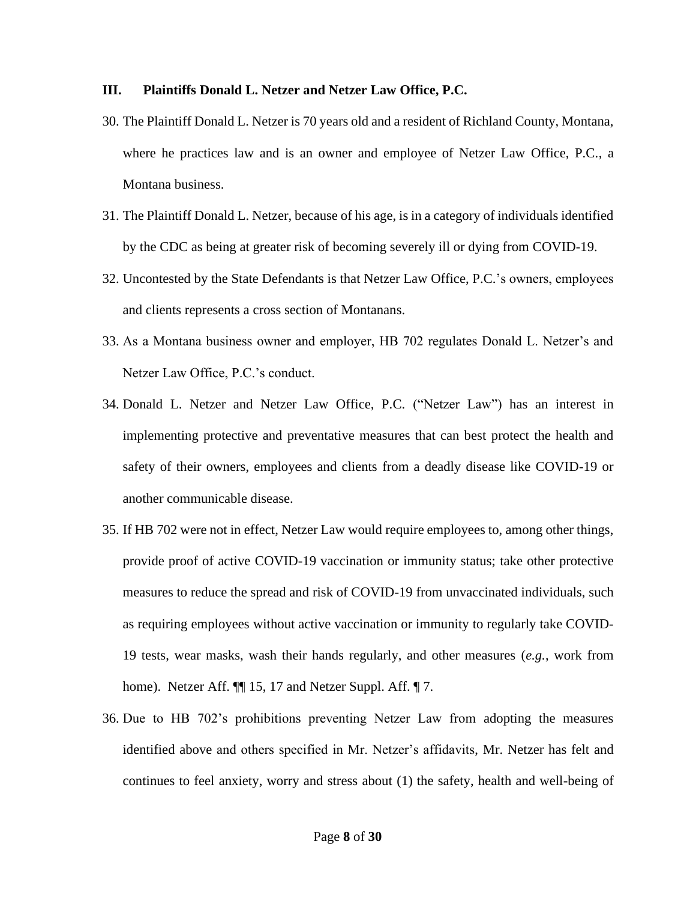### III. Plaintiffs Donald L. Netzer and Netzer Law Office, P.C.

30. The Plaintiff Donald L. Netzer is 70 years old and a resident of Richland County, Montana, where he practices law and is an owner and employee of Netzer Law Office, P.C., a Montana business.
31. The Plaintiff Donald L. Netzer, because of his age, is in a category of individuals identified by the CDC as being at greater risk of becoming severely ill or dying from COVID-19.
32. Uncontested by the State Defendants is that Netzer Law Office, P.C.'s owners, employees and clients represents a cross section of Montanans.
33. As a Montana business owner and employer, HB 702 regulates Donald L. Netzer's and Netzer Law Office, P.C.'s conduct.
34. Donald L. Netzer and Netzer Law Office, P.C. ("Netzer Law") has an interest in implementing protective and preventative measures that can best protect the health and safety of their owners, employees and clients from a deadly disease like COVID-19 or another communicable disease.
35. If HB 702 were not in effect, Netzer Law would require employees to, among other things, provide proof of active COVID-19 vaccination or immunity status; take other protective measures to reduce the spread and risk of COVID-19 from unvaccinated individuals, such as requiring employees without active vaccination or immunity to regularly take COVID-19 tests, wear masks, wash their hands regularly, and other measures (*e.g.*, work from home). Netzer Aff. ¶¶ 15, 17 and Netzer Suppl. Aff. ¶ 7.
36. Due to HB 702's prohibitions preventing Netzer Law from adopting the measures identified above and others specified in Mr. Netzer's affidavits, Mr. Netzer has felt and continues to feel anxiety, worry and stress about (1) the safety, health and well-being of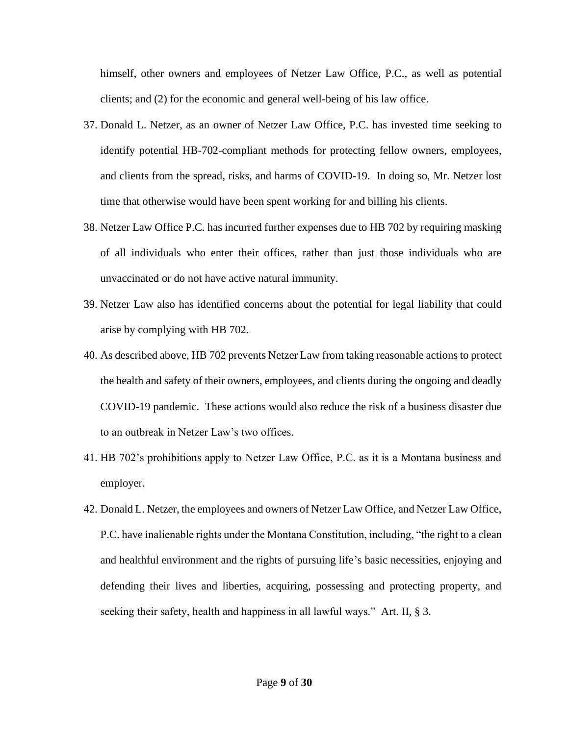himself, other owners and employees of Netzer Law Office, P.C., as well as potential clients; and (2) for the economic and general well-being of his law office.

37. Donald L. Netzer, as an owner of Netzer Law Office, P.C. has invested time seeking to identify potential HB-702-compliant methods for protecting fellow owners, employees, and clients from the spread, risks, and harms of COVID-19. In doing so, Mr. Netzer lost time that otherwise would have been spent working for and billing his clients.
38. Netzer Law Office P.C. has incurred further expenses due to HB 702 by requiring masking of all individuals who enter their offices, rather than just those individuals who are unvaccinated or do not have active natural immunity.
39. Netzer Law also has identified concerns about the potential for legal liability that could arise by complying with HB 702.
40. As described above, HB 702 prevents Netzer Law from taking reasonable actions to protect the health and safety of their owners, employees, and clients during the ongoing and deadly COVID-19 pandemic. These actions would also reduce the risk of a business disaster due to an outbreak in Netzer Law's two offices.
41. HB 702's prohibitions apply to Netzer Law Office, P.C. as it is a Montana business and employer.
42. Donald L. Netzer, the employees and owners of Netzer Law Office, and Netzer Law Office, P.C. have inalienable rights under the Montana Constitution, including, "the right to a clean and healthful environment and the rights of pursuing life's basic necessities, enjoying and defending their lives and liberties, acquiring, possessing and protecting property, and seeking their safety, health and happiness in all lawful ways." Art. II, § 3.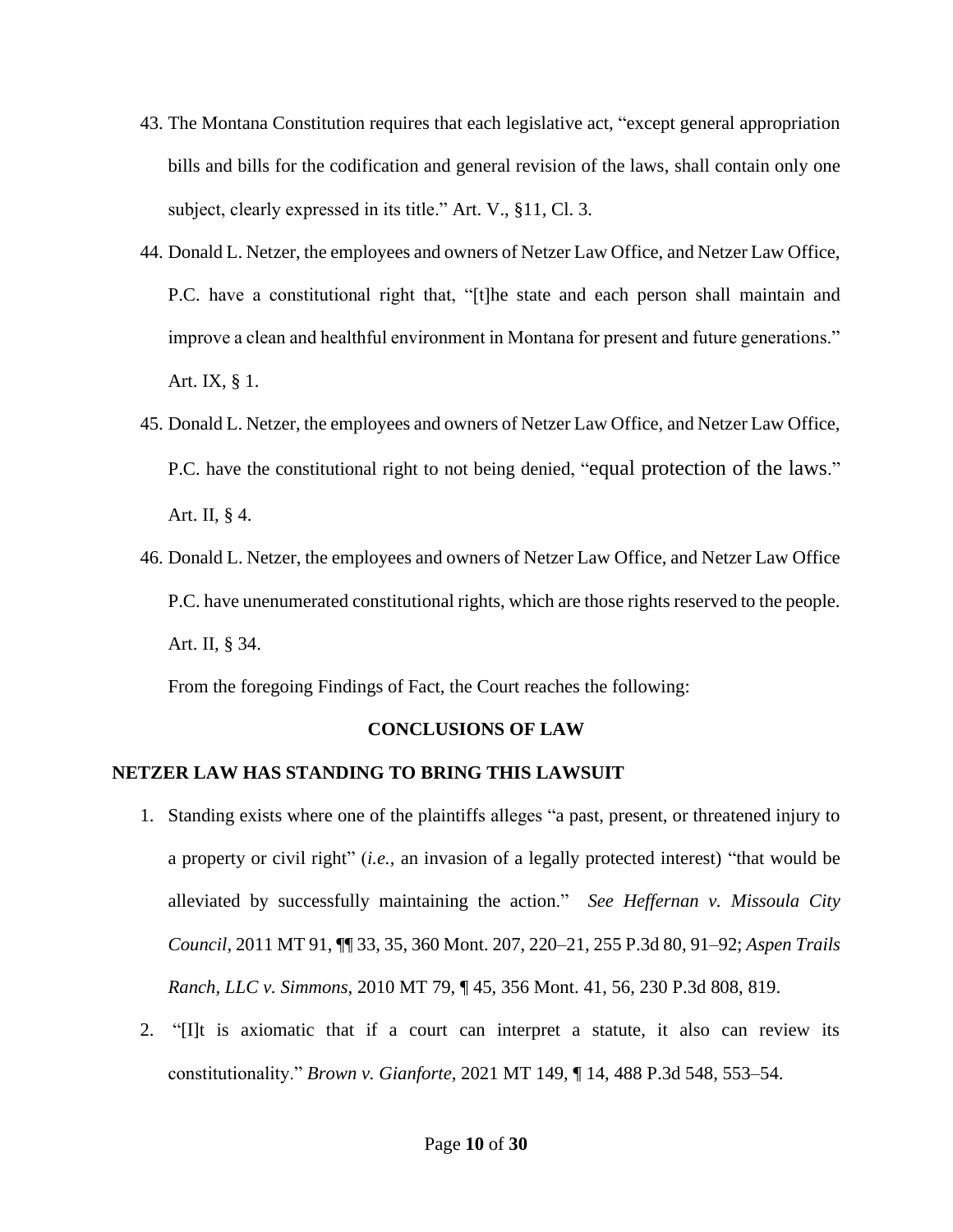43. The Montana Constitution requires that each legislative act, "except general appropriation bills and bills for the codification and general revision of the laws, shall contain only one subject, clearly expressed in its title." Art. V., §11, Cl. 3.

44. Donald L. Netzer, the employees and owners of Netzer Law Office, and Netzer Law Office, P.C. have a constitutional right that, "[t]he state and each person shall maintain and improve a clean and healthful environment in Montana for present and future generations." Art. IX, § 1.

45. Donald L. Netzer, the employees and owners of Netzer Law Office, and Netzer Law Office, P.C. have the constitutional right to not being denied, "equal protection of the laws." Art. II, § 4.

46. Donald L. Netzer, the employees and owners of Netzer Law Office, and Netzer Law Office P.C. have unenumerated constitutional rights, which are those rights reserved to the people. Art. II, § 34.

From the foregoing Findings of Fact, the Court reaches the following:

## CONCLUSIONS OF LAW

### NETZER LAW HAS STANDING TO BRING THIS LAWSUIT

1. Standing exists where one of the plaintiffs alleges "a past, present, or threatened injury to a property or civil right" (*i.e.*, an invasion of a legally protected interest) "that would be alleviated by successfully maintaining the action." *See Heffernan v. Missoula City Council*, 2011 MT 91, ¶¶ 33, 35, 360 Mont. 207, 220–21, 255 P.3d 80, 91–92; *Aspen Trails Ranch, LLC v. Simmons*, 2010 MT 79, ¶ 45, 356 Mont. 41, 56, 230 P.3d 808, 819.

2. "[I]t is axiomatic that if a court can interpret a statute, it also can review its constitutionality." *Brown v. Gianforte*, 2021 MT 149, ¶ 14, 488 P.3d 548, 553–54.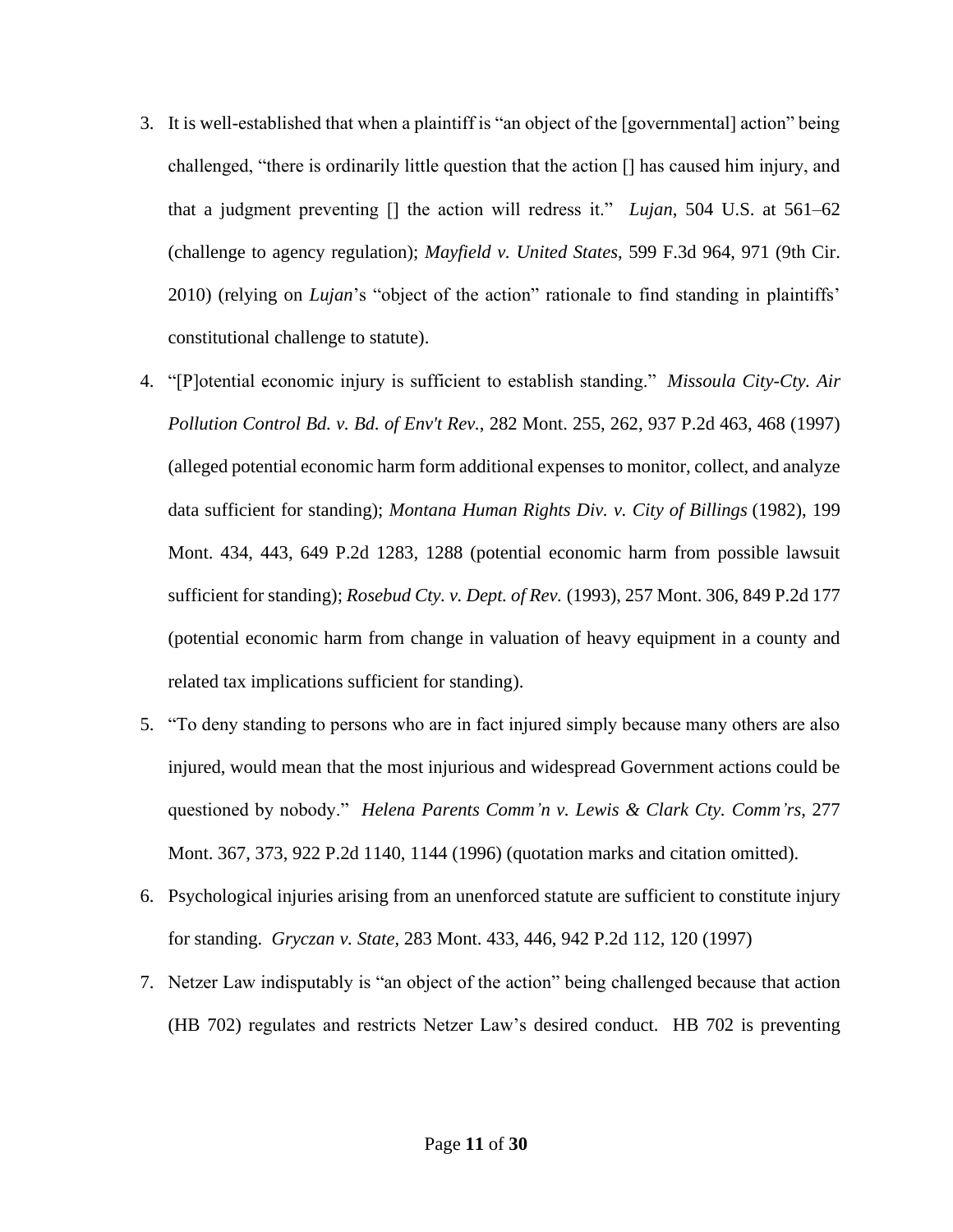3. It is well-established that when a plaintiff is "an object of the [governmental] action" being challenged, "there is ordinarily little question that the action [] has caused him injury, and that a judgment preventing [] the action will redress it." *Lujan*, 504 U.S. at 561–62 (challenge to agency regulation); *Mayfield v. United States*, 599 F.3d 964, 971 (9th Cir. 2010) (relying on *Lujan*'s "object of the action" rationale to find standing in plaintiffs' constitutional challenge to statute).

4. "[P]otential economic injury is sufficient to establish standing." *Missoula City-Cty. Air Pollution Control Bd. v. Bd. of Env't Rev.*, 282 Mont. 255, 262, 937 P.2d 463, 468 (1997) (alleged potential economic harm form additional expenses to monitor, collect, and analyze data sufficient for standing); *Montana Human Rights Div. v. City of Billings* (1982), 199 Mont. 434, 443, 649 P.2d 1283, 1288 (potential economic harm from possible lawsuit sufficient for standing); *Rosebud Cty. v. Dept. of Rev.* (1993), 257 Mont. 306, 849 P.2d 177 (potential economic harm from change in valuation of heavy equipment in a county and related tax implications sufficient for standing).

5. "To deny standing to persons who are in fact injured simply because many others are also injured, would mean that the most injurious and widespread Government actions could be questioned by nobody." *Helena Parents Comm'n v. Lewis & Clark Cty. Comm'rs*, 277 Mont. 367, 373, 922 P.2d 1140, 1144 (1996) (quotation marks and citation omitted).

6. Psychological injuries arising from an unenforced statute are sufficient to constitute injury for standing. *Gryczan v. State*, 283 Mont. 433, 446, 942 P.2d 112, 120 (1997)

7. Netzer Law indisputably is "an object of the action" being challenged because that action (HB 702) regulates and restricts Netzer Law's desired conduct. HB 702 is preventing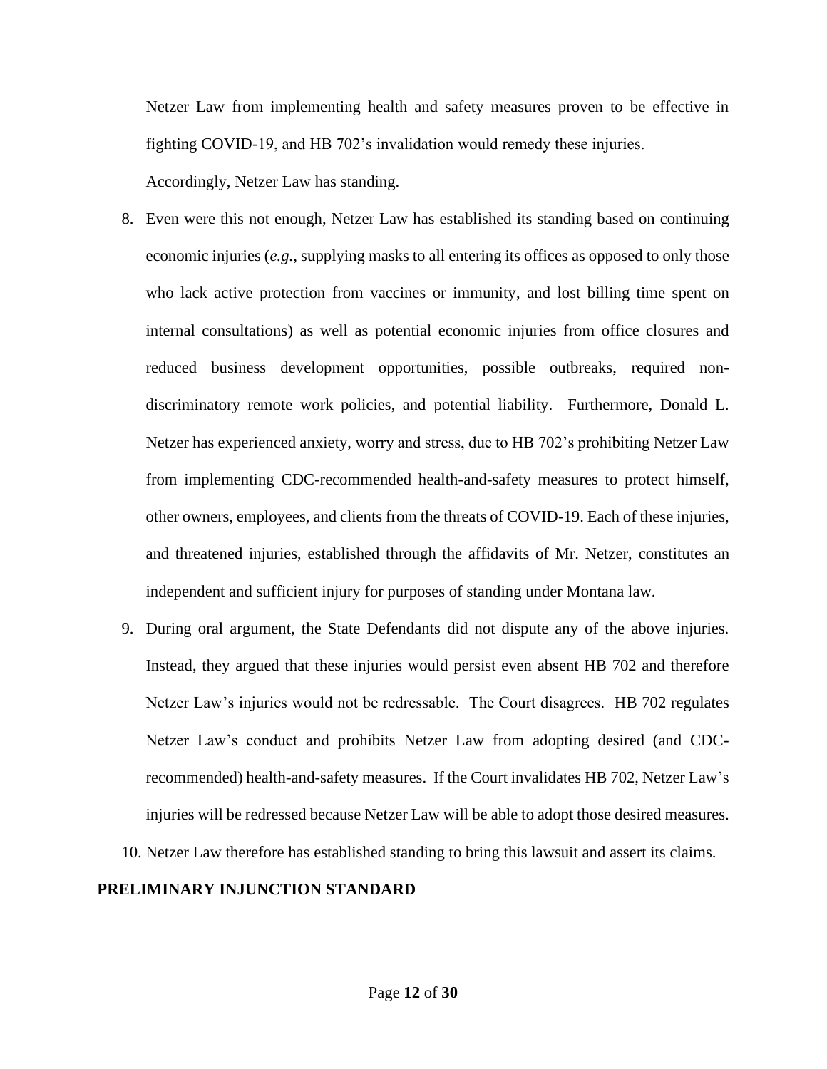Netzer Law from implementing health and safety measures proven to be effective in fighting COVID-19, and HB 702's invalidation would remedy these injuries.

Accordingly, Netzer Law has standing.

8. Even were this not enough, Netzer Law has established its standing based on continuing economic injuries (*e.g.*, supplying masks to all entering its offices as opposed to only those who lack active protection from vaccines or immunity, and lost billing time spent on internal consultations) as well as potential economic injuries from office closures and reduced business development opportunities, possible outbreaks, required non-discriminatory remote work policies, and potential liability. Furthermore, Donald L. Netzer has experienced anxiety, worry and stress, due to HB 702's prohibiting Netzer Law from implementing CDC-recommended health-and-safety measures to protect himself, other owners, employees, and clients from the threats of COVID-19. Each of these injuries, and threatened injuries, established through the affidavits of Mr. Netzer, constitutes an independent and sufficient injury for purposes of standing under Montana law.
9. During oral argument, the State Defendants did not dispute any of the above injuries. Instead, they argued that these injuries would persist even absent HB 702 and therefore Netzer Law's injuries would not be redressable. The Court disagrees. HB 702 regulates Netzer Law's conduct and prohibits Netzer Law from adopting desired (and CDC-recommended) health-and-safety measures. If the Court invalidates HB 702, Netzer Law's injuries will be redressed because Netzer Law will be able to adopt those desired measures.
10. Netzer Law therefore has established standing to bring this lawsuit and assert its claims.

**PRELIMINARY INJUNCTION STANDARD**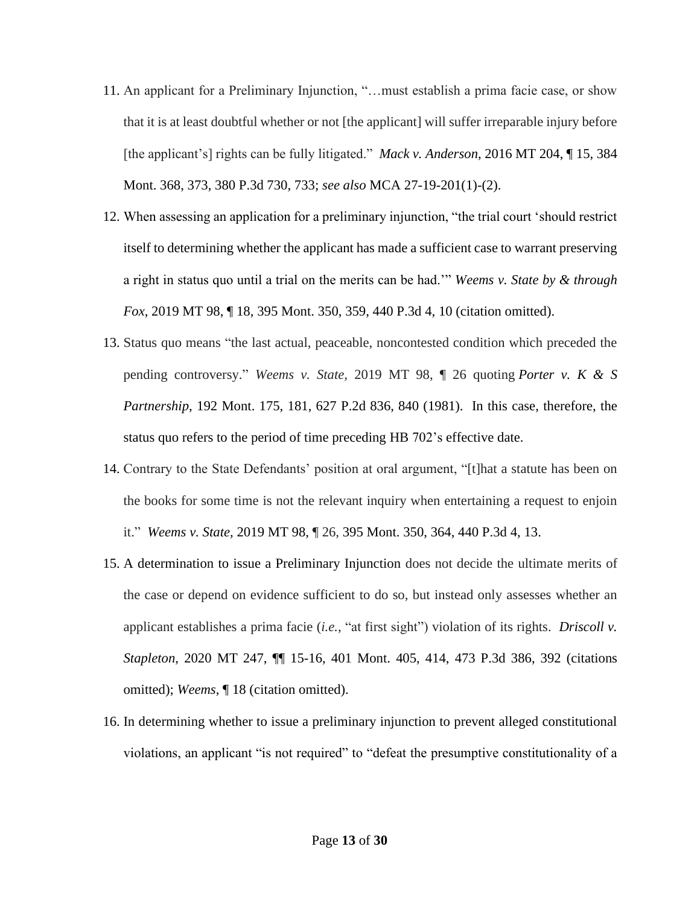11. An applicant for a Preliminary Injunction, "…must establish a prima facie case, or show that it is at least doubtful whether or not [the applicant] will suffer irreparable injury before [the applicant's] rights can be fully litigated." *Mack v. Anderson*, 2016 MT 204, ¶ 15, 384 Mont. 368, 373, 380 P.3d 730, 733; *see also* MCA 27-19-201(1)-(2).

12. When assessing an application for a preliminary injunction, "the trial court 'should restrict itself to determining whether the applicant has made a sufficient case to warrant preserving a right in status quo until a trial on the merits can be had.'" *Weems v. State by & through Fox*, 2019 MT 98, ¶ 18, 395 Mont. 350, 359, 440 P.3d 4, 10 (citation omitted).

13. Status quo means "the last actual, peaceable, noncontested condition which preceded the pending controversy." *Weems v. State*, 2019 MT 98, ¶ 26 quoting *Porter v. K & S Partnership*, 192 Mont. 175, 181, 627 P.2d 836, 840 (1981). In this case, therefore, the status quo refers to the period of time preceding HB 702's effective date.

14. Contrary to the State Defendants' position at oral argument, "[t]hat a statute has been on the books for some time is not the relevant inquiry when entertaining a request to enjoin it." *Weems v. State*, 2019 MT 98, ¶ 26, 395 Mont. 350, 364, 440 P.3d 4, 13.

15. A determination to issue a Preliminary Injunction does not decide the ultimate merits of the case or depend on evidence sufficient to do so, but instead only assesses whether an applicant establishes a prima facie (*i.e.*, "at first sight") violation of its rights. *Driscoll v. Stapleton*, 2020 MT 247, ¶¶ 15-16, 401 Mont. 405, 414, 473 P.3d 386, 392 (citations omitted); *Weems*, ¶ 18 (citation omitted).

16. In determining whether to issue a preliminary injunction to prevent alleged constitutional violations, an applicant "is not required" to "defeat the presumptive constitutionality of a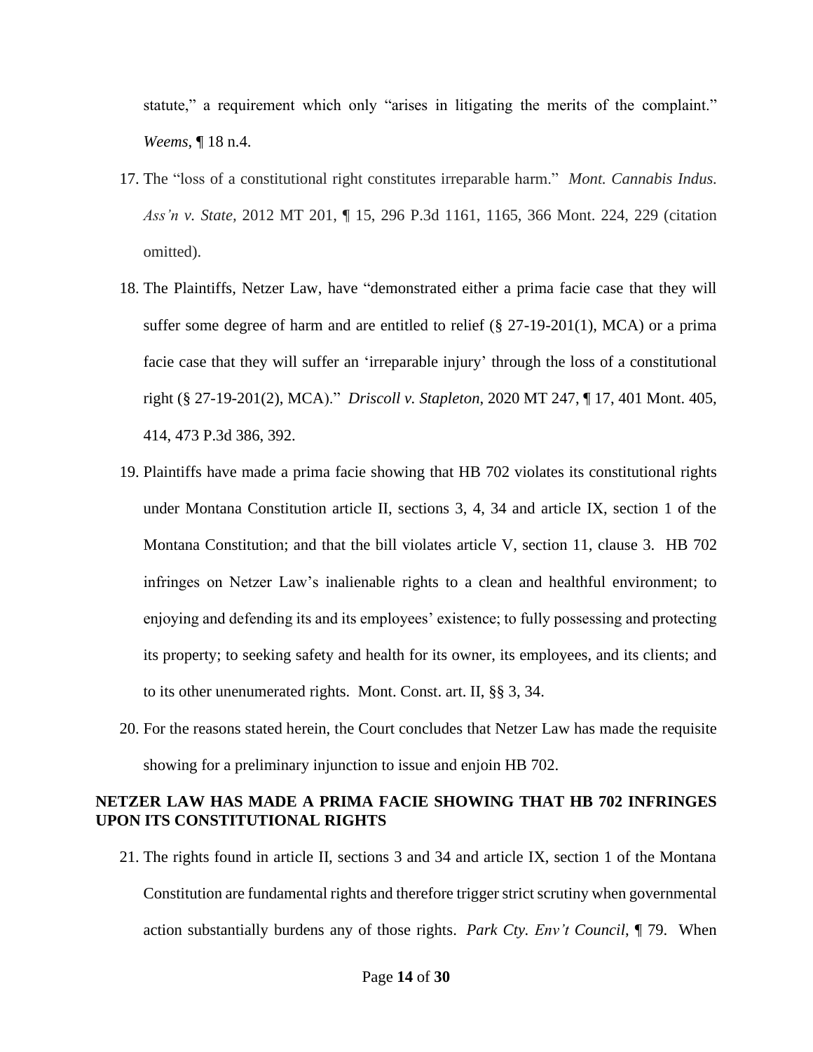statute," a requirement which only "arises in litigating the merits of the complaint." *Weems*, ¶ 18 n.4.

17. The "loss of a constitutional right constitutes irreparable harm." *Mont. Cannabis Indus. Ass'n v. State*, 2012 MT 201, ¶ 15, 296 P.3d 1161, 1165, 366 Mont. 224, 229 (citation omitted).

18. The Plaintiffs, Netzer Law, have "demonstrated either a prima facie case that they will suffer some degree of harm and are entitled to relief (§ 27-19-201(1), MCA) or a prima facie case that they will suffer an 'irreparable injury' through the loss of a constitutional right (§ 27-19-201(2), MCA)." *Driscoll v. Stapleton*, 2020 MT 247, ¶ 17, 401 Mont. 405, 414, 473 P.3d 386, 392.

19. Plaintiffs have made a prima facie showing that HB 702 violates its constitutional rights under Montana Constitution article II, sections 3, 4, 34 and article IX, section 1 of the Montana Constitution; and that the bill violates article V, section 11, clause 3. HB 702 infringes on Netzer Law's inalienable rights to a clean and healthful environment; to enjoying and defending its and its employees' existence; to fully possessing and protecting its property; to seeking safety and health for its owner, its employees, and its clients; and to its other unenumerated rights. Mont. Const. art. II, §§ 3, 34.

20. For the reasons stated herein, the Court concludes that Netzer Law has made the requisite showing for a preliminary injunction to issue and enjoin HB 702.

**NETZER LAW HAS MADE A PRIMA FACIE SHOWING THAT HB 702 INFRINGES UPON ITS CONSTITUTIONAL RIGHTS**

21. The rights found in article II, sections 3 and 34 and article IX, section 1 of the Montana Constitution are fundamental rights and therefore trigger strict scrutiny when governmental action substantially burdens any of those rights. *Park Cty. Env't Council*, ¶ 79. When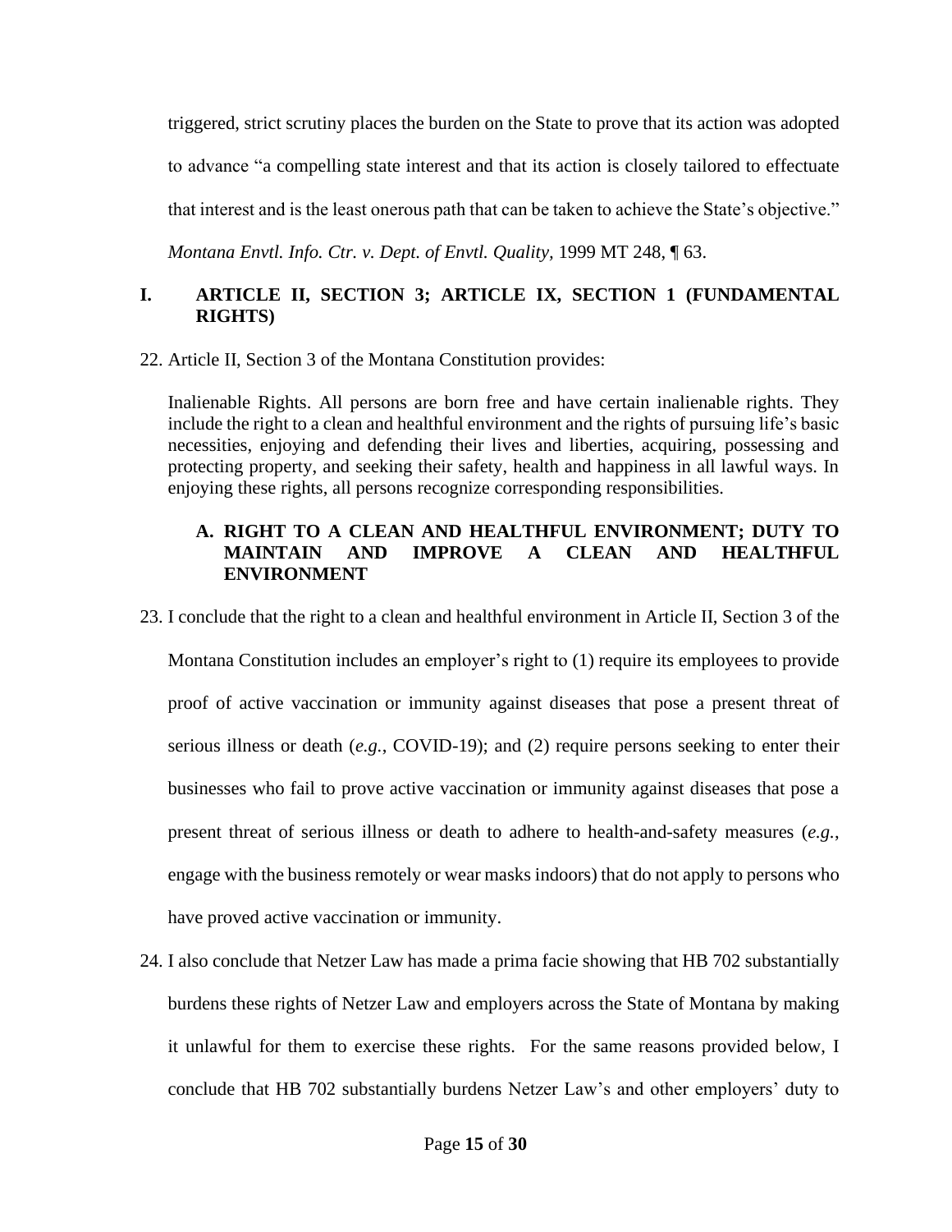triggered, strict scrutiny places the burden on the State to prove that its action was adopted to advance "a compelling state interest and that its action is closely tailored to effectuate that interest and is the least onerous path that can be taken to achieve the State's objective." *Montana Envtl. Info. Ctr. v. Dept. of Envtl. Quality*, 1999 MT 248, ¶ 63.

## I. ARTICLE II, SECTION 3; ARTICLE IX, SECTION 1 (FUNDAMENTAL RIGHTS)

22. Article II, Section 3 of the Montana Constitution provides:

> Inalienable Rights. All persons are born free and have certain inalienable rights. They include the right to a clean and healthful environment and the rights of pursuing life's basic necessities, enjoying and defending their lives and liberties, acquiring, possessing and protecting property, and seeking their safety, health and happiness in all lawful ways. In enjoying these rights, all persons recognize corresponding responsibilities.

### A. RIGHT TO A CLEAN AND HEALTHFUL ENVIRONMENT; DUTY TO MAINTAIN AND IMPROVE A CLEAN AND HEALTHFUL ENVIRONMENT

23. I conclude that the right to a clean and healthful environment in Article II, Section 3 of the Montana Constitution includes an employer's right to (1) require its employees to provide proof of active vaccination or immunity against diseases that pose a present threat of serious illness or death (*e.g.*, COVID-19); and (2) require persons seeking to enter their businesses who fail to prove active vaccination or immunity against diseases that pose a present threat of serious illness or death to adhere to health-and-safety measures (*e.g.*, engage with the business remotely or wear masks indoors) that do not apply to persons who have proved active vaccination or immunity.

24. I also conclude that Netzer Law has made a prima facie showing that HB 702 substantially burdens these rights of Netzer Law and employers across the State of Montana by making it unlawful for them to exercise these rights. For the same reasons provided below, I conclude that HB 702 substantially burdens Netzer Law's and other employers' duty to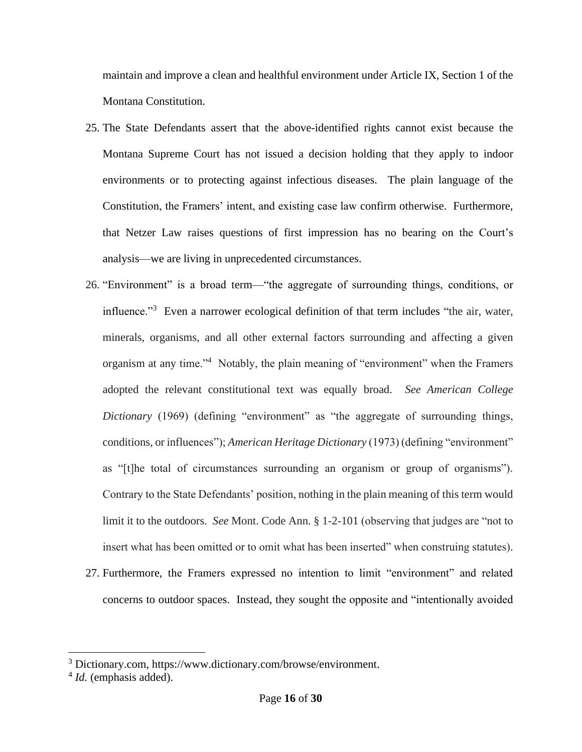maintain and improve a clean and healthful environment under Article IX, Section 1 of the Montana Constitution.

25. The State Defendants assert that the above-identified rights cannot exist because the Montana Supreme Court has not issued a decision holding that they apply to indoor environments or to protecting against infectious diseases. The plain language of the Constitution, the Framers' intent, and existing case law confirm otherwise. Furthermore, that Netzer Law raises questions of first impression has no bearing on the Court's analysis—we are living in unprecedented circumstances.

26. "Environment" is a broad term—"the aggregate of surrounding things, conditions, or influence."[3] Even a narrower ecological definition of that term includes "the air, water, minerals, organisms, and all other external factors surrounding and affecting a given organism at any time."[4] Notably, the plain meaning of "environment" when the Framers adopted the relevant constitutional text was equally broad. *See American College Dictionary* (1969) (defining "environment" as "the aggregate of surrounding things, conditions, or influences"); *American Heritage Dictionary* (1973) (defining "environment" as "[t]he total of circumstances surrounding an organism or group of organisms"). Contrary to the State Defendants' position, nothing in the plain meaning of this term would limit it to the outdoors. *See* Mont. Code Ann. § 1-2-101 (observing that judges are "not to insert what has been omitted or to omit what has been inserted" when construing statutes).

27. Furthermore, the Framers expressed no intention to limit "environment" and related concerns to outdoor spaces. Instead, they sought the opposite and "intentionally avoided

---

[3] Dictionary.com, https://www.dictionary.com/browse/environment.

[4] *Id.* (emphasis added).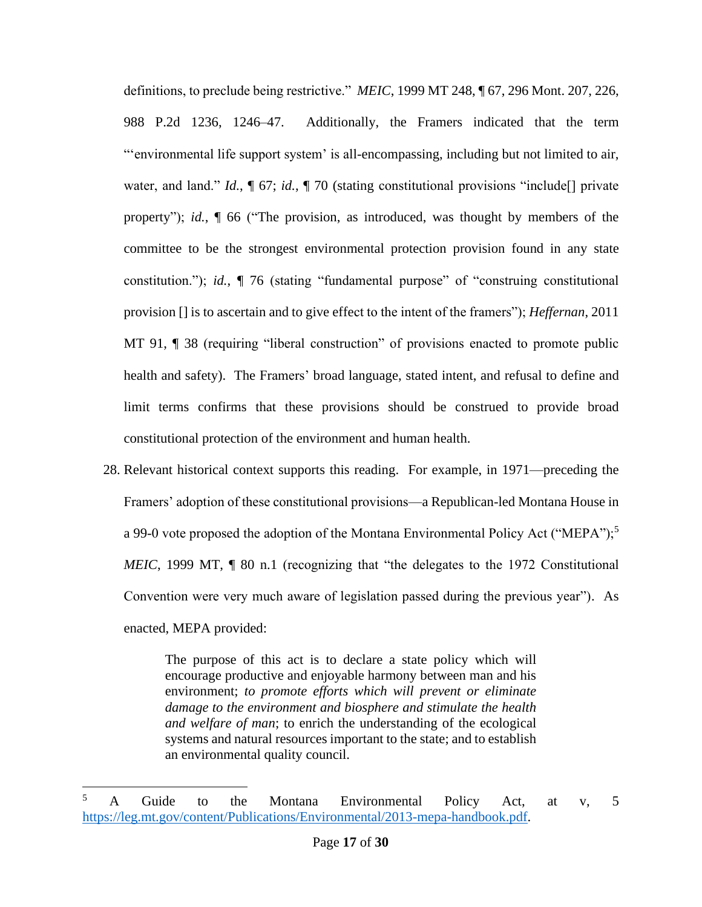definitions, to preclude being restrictive." *MEIC*, 1999 MT 248, ¶ 67, 296 Mont. 207, 226, 988 P.2d 1236, 1246–47. Additionally, the Framers indicated that the term "'environmental life support system' is all-encompassing, including but not limited to air, water, and land." *Id.*, ¶ 67; *id.*, ¶ 70 (stating constitutional provisions "include[] private property"); *id.*, ¶ 66 ("The provision, as introduced, was thought by members of the committee to be the strongest environmental protection provision found in any state constitution."); *id.*, ¶ 76 (stating "fundamental purpose" of "construing constitutional provision [] is to ascertain and to give effect to the intent of the framers"); *Heffernan*, 2011 MT 91, ¶ 38 (requiring "liberal construction" of provisions enacted to promote public health and safety). The Framers' broad language, stated intent, and refusal to define and limit terms confirms that these provisions should be construed to provide broad constitutional protection of the environment and human health.

28. Relevant historical context supports this reading. For example, in 1971—preceding the Framers' adoption of these constitutional provisions—a Republican-led Montana House in a 99-0 vote proposed the adoption of the Montana Environmental Policy Act ("MEPA");[5] *MEIC*, 1999 MT, ¶ 80 n.1 (recognizing that "the delegates to the 1972 Constitutional Convention were very much aware of legislation passed during the previous year"). As enacted, MEPA provided:

> The purpose of this act is to declare a state policy which will encourage productive and enjoyable harmony between man and his environment; *to promote efforts which will prevent or eliminate damage to the environment and biosphere and stimulate the health and welfare of man*; to enrich the understanding of the ecological systems and natural resources important to the state; and to establish an environmental quality council.

---

[5] A Guide to the Montana Environmental Policy Act, at v, 5 https://leg.mt.gov/content/Publications/Environmental/2013-mepa-handbook.pdf.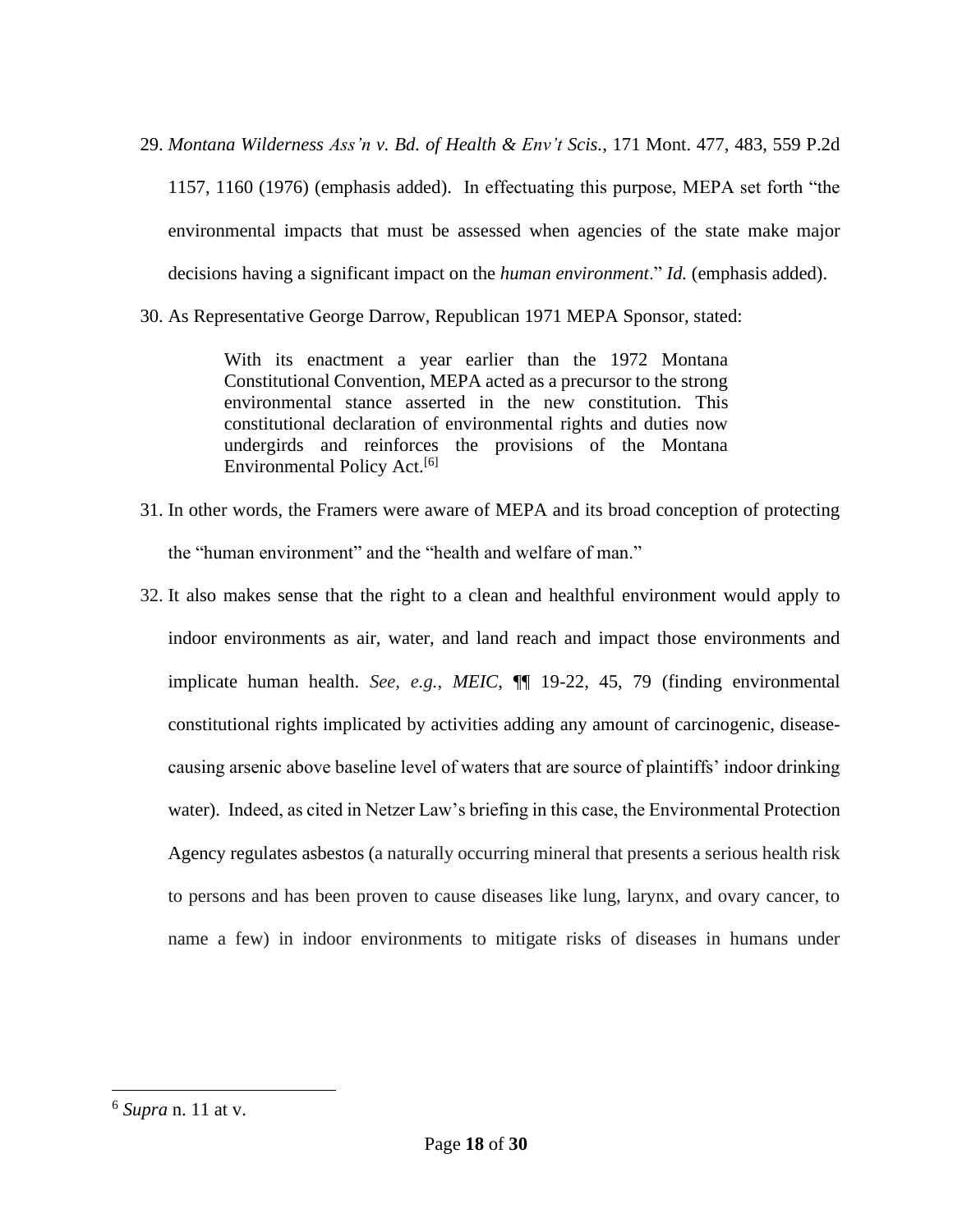29. *Montana Wilderness Ass'n v. Bd. of Health & Env't Scis.*, 171 Mont. 477, 483, 559 P.2d 1157, 1160 (1976) (emphasis added). In effectuating this purpose, MEPA set forth "the environmental impacts that must be assessed when agencies of the state make major decisions having a significant impact on the *human environment*." *Id.* (emphasis added).

30. As Representative George Darrow, Republican 1971 MEPA Sponsor, stated:

> With its enactment a year earlier than the 1972 Montana Constitutional Convention, MEPA acted as a precursor to the strong environmental stance asserted in the new constitution. This constitutional declaration of environmental rights and duties now undergirds and reinforces the provisions of the Montana Environmental Policy Act.[6]

31. In other words, the Framers were aware of MEPA and its broad conception of protecting the "human environment" and the "health and welfare of man."

32. It also makes sense that the right to a clean and healthful environment would apply to indoor environments as air, water, and land reach and impact those environments and implicate human health. *See, e.g.*, *MEIC*, ¶¶ 19-22, 45, 79 (finding environmental constitutional rights implicated by activities adding any amount of carcinogenic, disease-causing arsenic above baseline level of waters that are source of plaintiffs' indoor drinking water). Indeed, as cited in Netzer Law's briefing in this case, the Environmental Protection Agency regulates asbestos (a naturally occurring mineral that presents a serious health risk to persons and has been proven to cause diseases like lung, larynx, and ovary cancer, to name a few) in indoor environments to mitigate risks of diseases in humans under

---

[6] *Supra* n. 11 at v.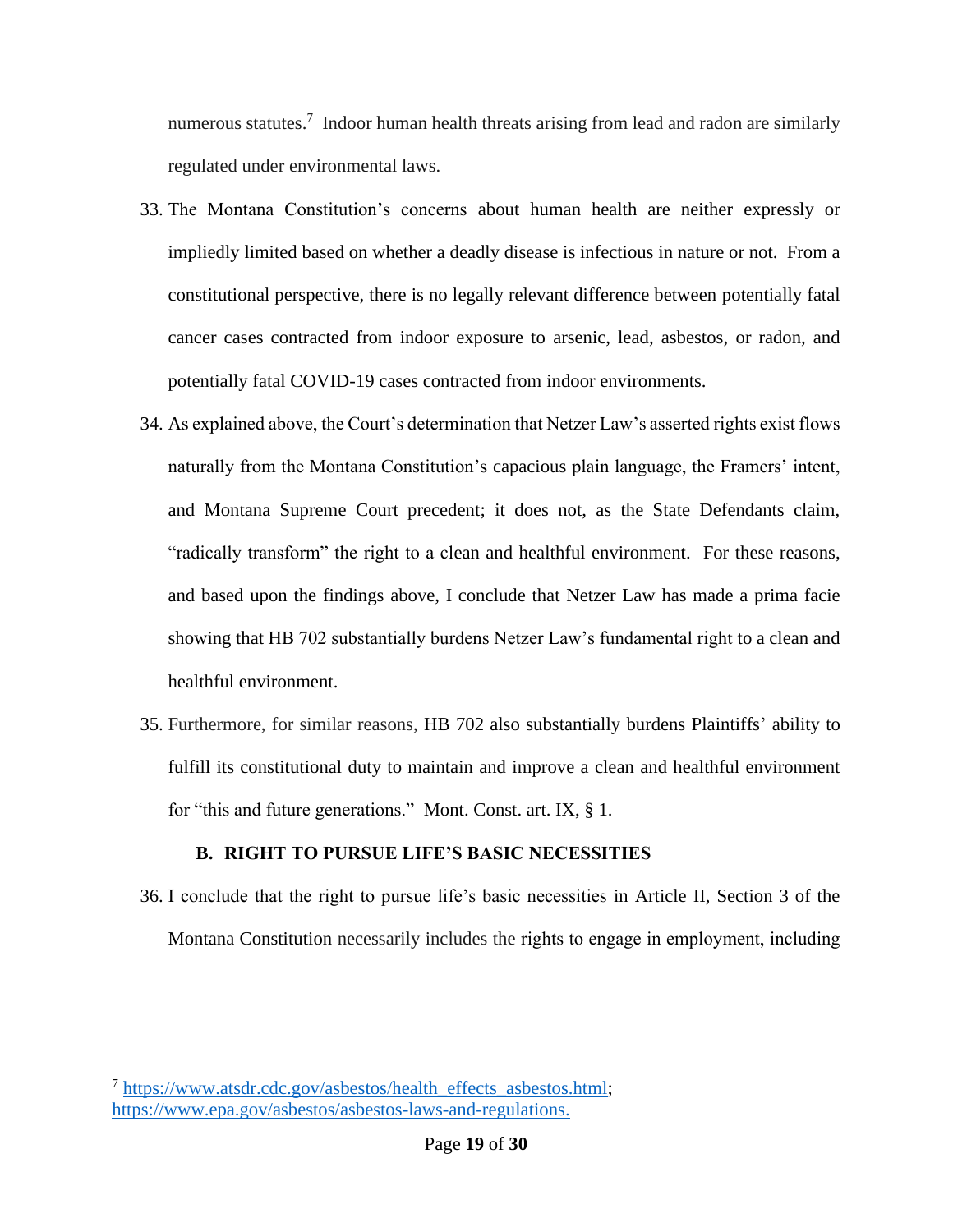numerous statutes.[7] Indoor human health threats arising from lead and radon are similarly regulated under environmental laws.

33. The Montana Constitution's concerns about human health are neither expressly or impliedly limited based on whether a deadly disease is infectious in nature or not. From a constitutional perspective, there is no legally relevant difference between potentially fatal cancer cases contracted from indoor exposure to arsenic, lead, asbestos, or radon, and potentially fatal COVID-19 cases contracted from indoor environments.

34. As explained above, the Court's determination that Netzer Law's asserted rights exist flows naturally from the Montana Constitution's capacious plain language, the Framers' intent, and Montana Supreme Court precedent; it does not, as the State Defendants claim, "radically transform" the right to a clean and healthful environment. For these reasons, and based upon the findings above, I conclude that Netzer Law has made a prima facie showing that HB 702 substantially burdens Netzer Law's fundamental right to a clean and healthful environment.

35. Furthermore, for similar reasons, HB 702 also substantially burdens Plaintiffs' ability to fulfill its constitutional duty to maintain and improve a clean and healthful environment for "this and future generations." Mont. Const. art. IX, § 1.

### B. RIGHT TO PURSUE LIFE'S BASIC NECESSITIES

36. I conclude that the right to pursue life's basic necessities in Article II, Section 3 of the Montana Constitution necessarily includes the rights to engage in employment, including

---

[7] https://www.atsdr.cdc.gov/asbestos/health_effects_asbestos.html; https://www.epa.gov/asbestos/asbestos-laws-and-regulations.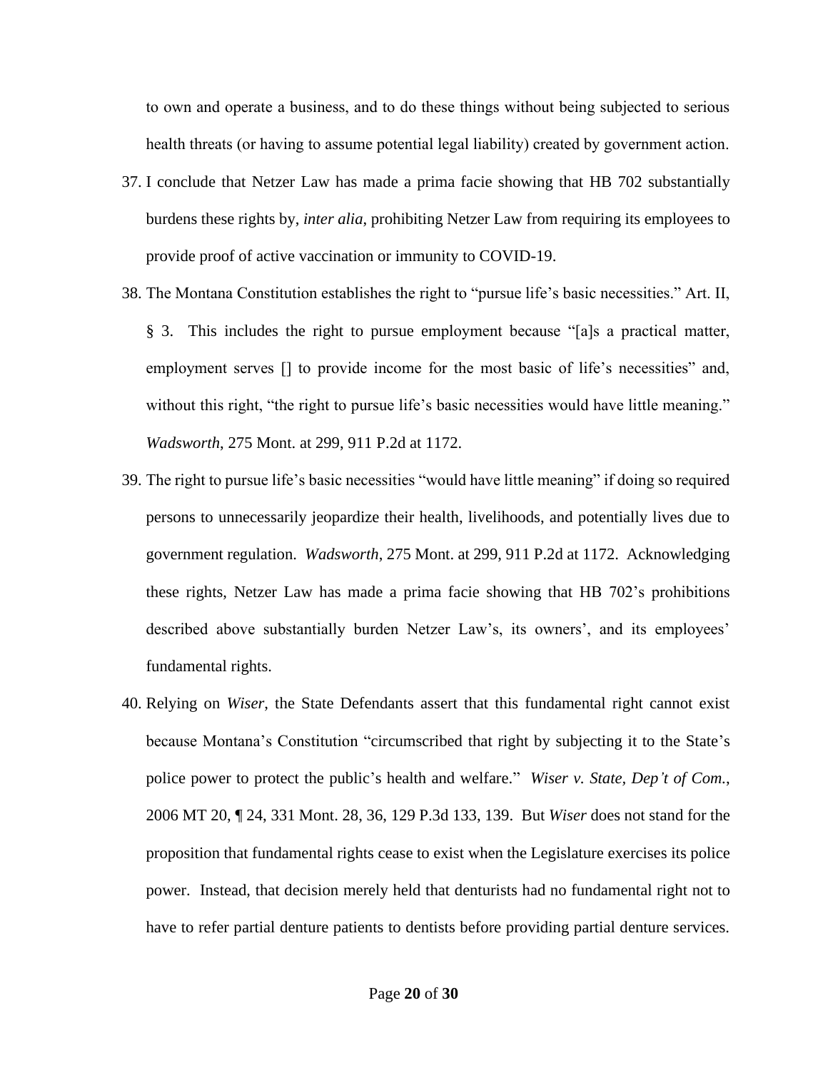to own and operate a business, and to do these things without being subjected to serious health threats (or having to assume potential legal liability) created by government action.

37. I conclude that Netzer Law has made a prima facie showing that HB 702 substantially burdens these rights by, *inter alia*, prohibiting Netzer Law from requiring its employees to provide proof of active vaccination or immunity to COVID-19.

38. The Montana Constitution establishes the right to "pursue life's basic necessities." Art. II, § 3. This includes the right to pursue employment because "[a]s a practical matter, employment serves [] to provide income for the most basic of life's necessities" and, without this right, "the right to pursue life's basic necessities would have little meaning." *Wadsworth*, 275 Mont. at 299, 911 P.2d at 1172.

39. The right to pursue life's basic necessities "would have little meaning" if doing so required persons to unnecessarily jeopardize their health, livelihoods, and potentially lives due to government regulation. *Wadsworth*, 275 Mont. at 299, 911 P.2d at 1172. Acknowledging these rights, Netzer Law has made a prima facie showing that HB 702's prohibitions described above substantially burden Netzer Law's, its owners', and its employees' fundamental rights.

40. Relying on *Wiser*, the State Defendants assert that this fundamental right cannot exist because Montana's Constitution "circumscribed that right by subjecting it to the State's police power to protect the public's health and welfare." *Wiser v. State, Dep't of Com.*, 2006 MT 20, ¶ 24, 331 Mont. 28, 36, 129 P.3d 133, 139. But *Wiser* does not stand for the proposition that fundamental rights cease to exist when the Legislature exercises its police power. Instead, that decision merely held that denturists had no fundamental right not to have to refer partial denture patients to dentists before providing partial denture services.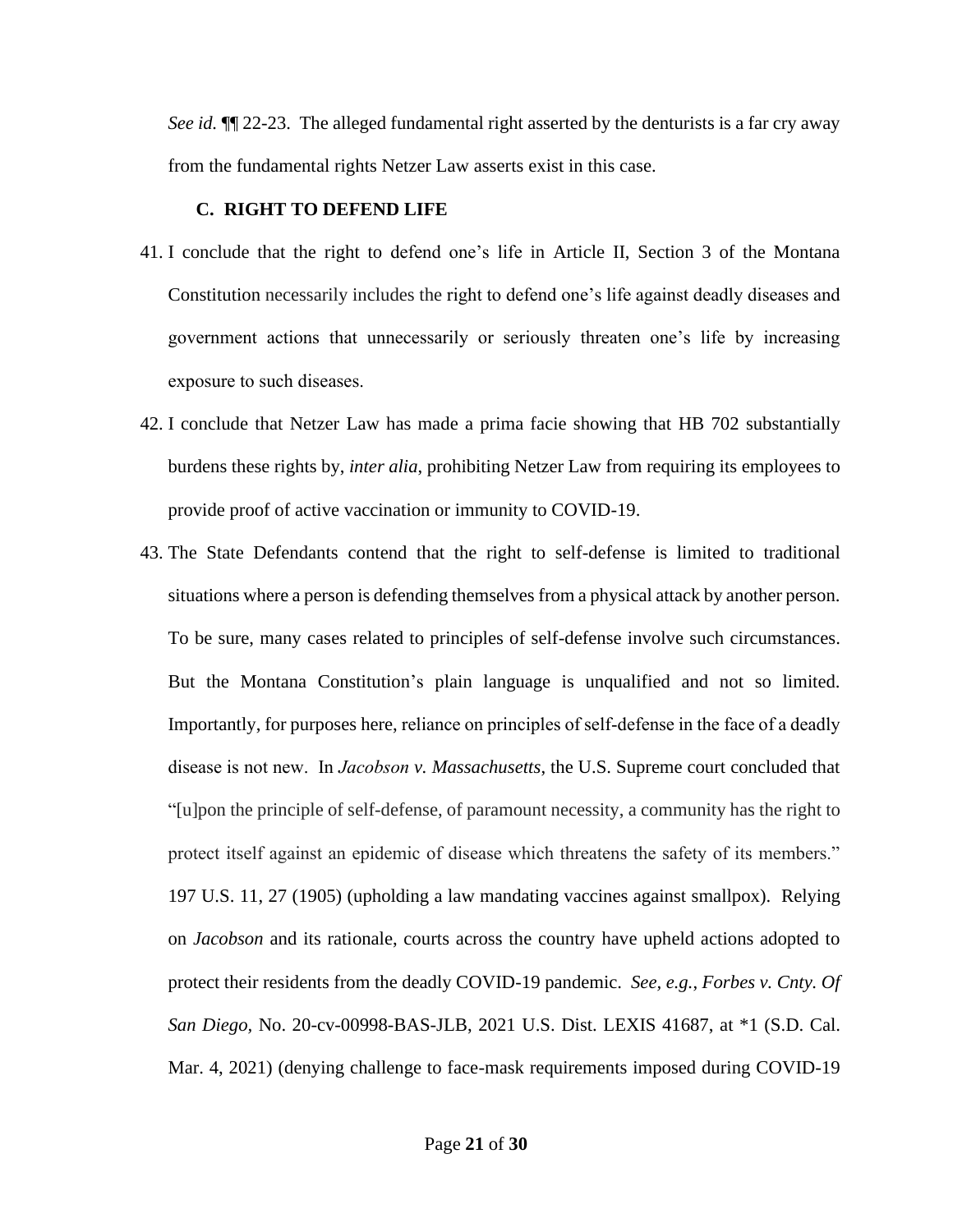*See id.* ¶¶ 22-23. The alleged fundamental right asserted by the denturists is a far cry away from the fundamental rights Netzer Law asserts exist in this case.

### C. RIGHT TO DEFEND LIFE

41. I conclude that the right to defend one's life in Article II, Section 3 of the Montana Constitution necessarily includes the right to defend one's life against deadly diseases and government actions that unnecessarily or seriously threaten one's life by increasing exposure to such diseases.

42. I conclude that Netzer Law has made a prima facie showing that HB 702 substantially burdens these rights by, *inter alia*, prohibiting Netzer Law from requiring its employees to provide proof of active vaccination or immunity to COVID-19.

43. The State Defendants contend that the right to self-defense is limited to traditional situations where a person is defending themselves from a physical attack by another person. To be sure, many cases related to principles of self-defense involve such circumstances. But the Montana Constitution's plain language is unqualified and not so limited. Importantly, for purposes here, reliance on principles of self-defense in the face of a deadly disease is not new. In *Jacobson v. Massachusetts*, the U.S. Supreme court concluded that "[u]pon the principle of self-defense, of paramount necessity, a community has the right to protect itself against an epidemic of disease which threatens the safety of its members." 197 U.S. 11, 27 (1905) (upholding a law mandating vaccines against smallpox). Relying on *Jacobson* and its rationale, courts across the country have upheld actions adopted to protect their residents from the deadly COVID-19 pandemic. *See, e.g.*, *Forbes v. Cnty. Of San Diego*, No. 20-cv-00998-BAS-JLB, 2021 U.S. Dist. LEXIS 41687, at *1 (S.D. Cal. Mar. 4, 2021) (denying challenge to face-mask requirements imposed during COVID-19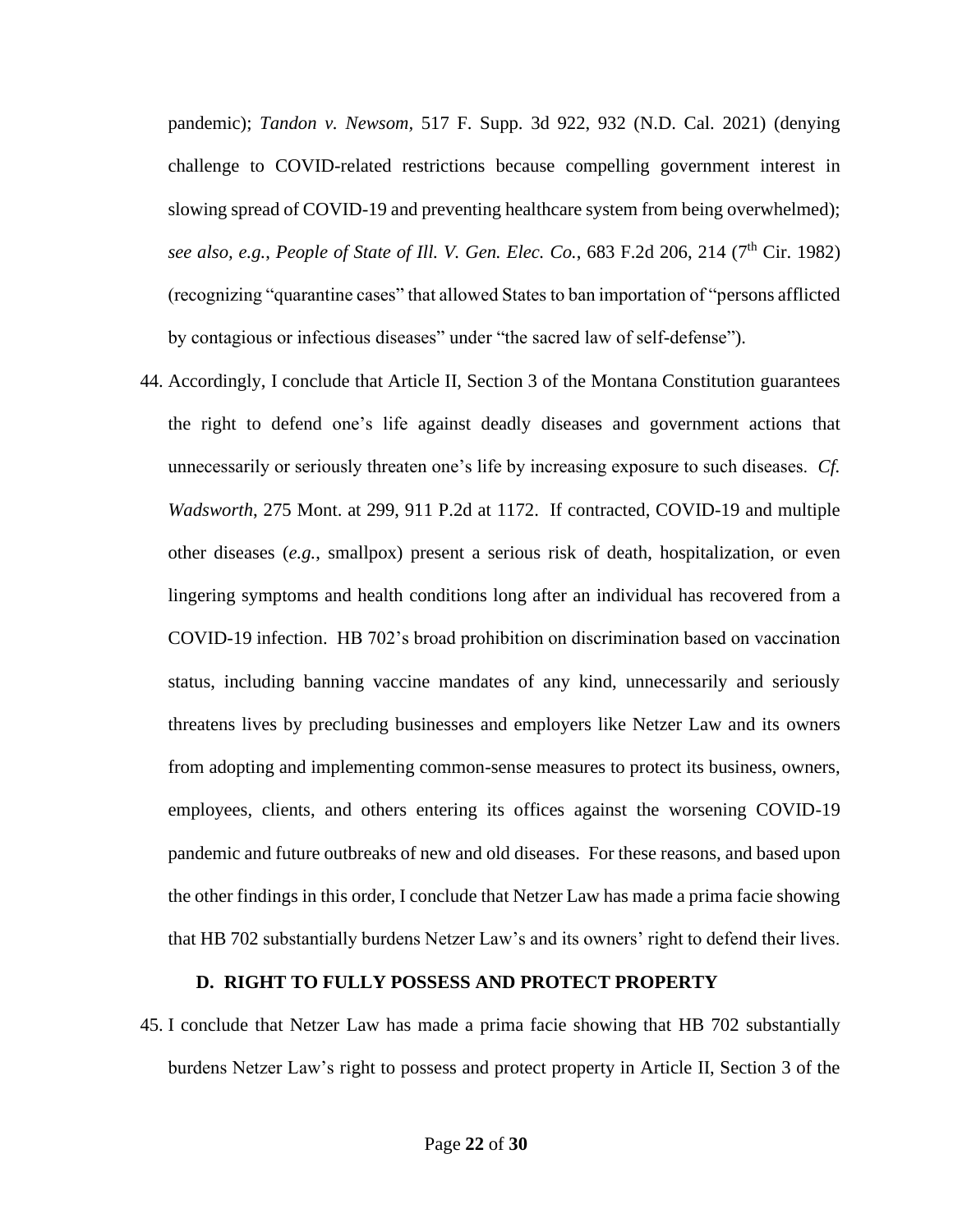pandemic); *Tandon v. Newsom*, 517 F. Supp. 3d 922, 932 (N.D. Cal. 2021) (denying challenge to COVID-related restrictions because compelling government interest in slowing spread of COVID-19 and preventing healthcare system from being overwhelmed); *see also, e.g.*, *People of State of Ill. V. Gen. Elec. Co.*, 683 F.2d 206, 214 (7th Cir. 1982) (recognizing "quarantine cases" that allowed States to ban importation of "persons afflicted by contagious or infectious diseases" under "the sacred law of self-defense").

44. Accordingly, I conclude that Article II, Section 3 of the Montana Constitution guarantees the right to defend one's life against deadly diseases and government actions that unnecessarily or seriously threaten one's life by increasing exposure to such diseases. *Cf. Wadsworth*, 275 Mont. at 299, 911 P.2d at 1172. If contracted, COVID-19 and multiple other diseases (*e.g.*, smallpox) present a serious risk of death, hospitalization, or even lingering symptoms and health conditions long after an individual has recovered from a COVID-19 infection. HB 702's broad prohibition on discrimination based on vaccination status, including banning vaccine mandates of any kind, unnecessarily and seriously threatens lives by precluding businesses and employers like Netzer Law and its owners from adopting and implementing common-sense measures to protect its business, owners, employees, clients, and others entering its offices against the worsening COVID-19 pandemic and future outbreaks of new and old diseases. For these reasons, and based upon the other findings in this order, I conclude that Netzer Law has made a prima facie showing that HB 702 substantially burdens Netzer Law's and its owners' right to defend their lives.

### D. RIGHT TO FULLY POSSESS AND PROTECT PROPERTY

45. I conclude that Netzer Law has made a prima facie showing that HB 702 substantially burdens Netzer Law's right to possess and protect property in Article II, Section 3 of the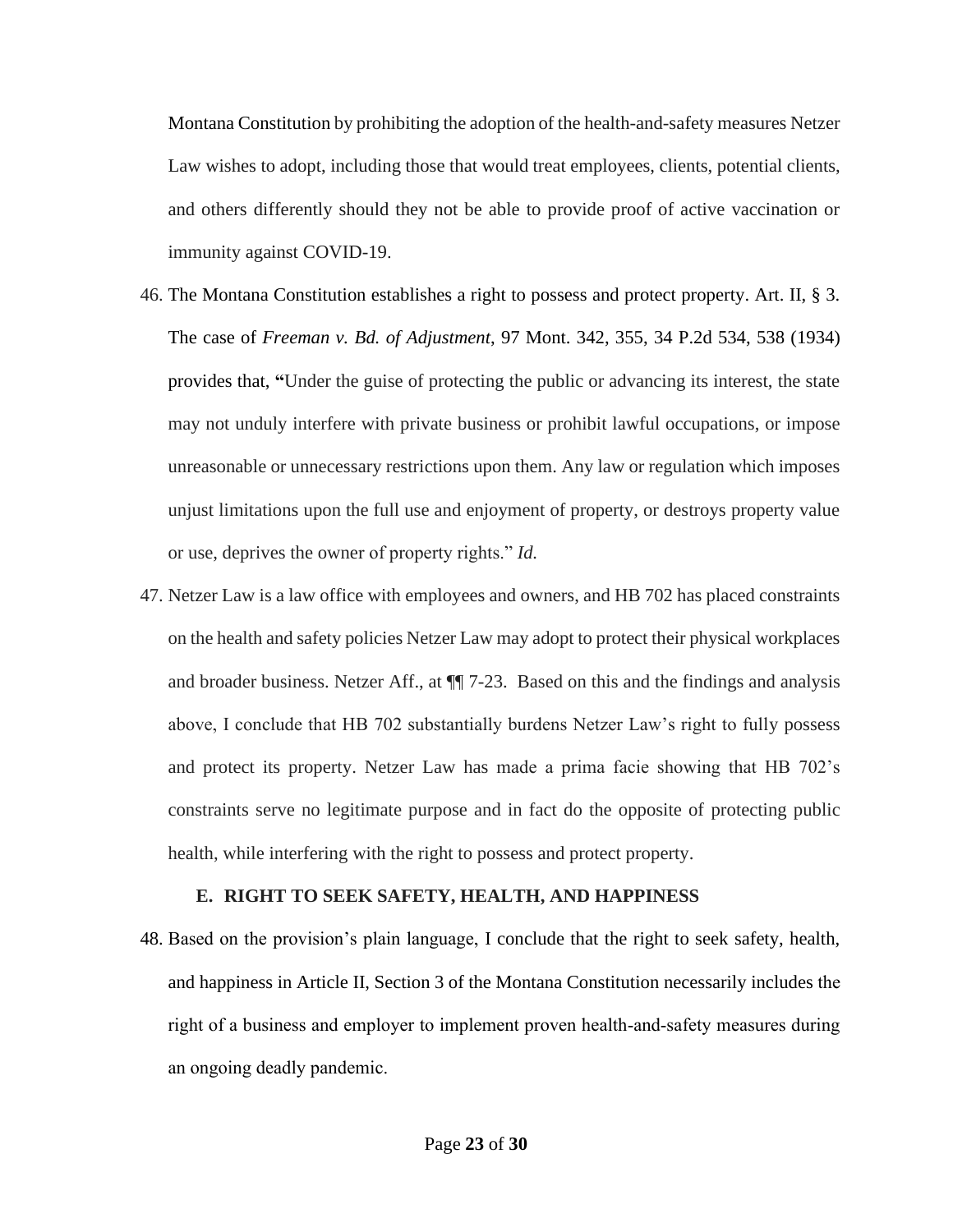Montana Constitution by prohibiting the adoption of the health-and-safety measures Netzer Law wishes to adopt, including those that would treat employees, clients, potential clients, and others differently should they not be able to provide proof of active vaccination or immunity against COVID-19.

46. The Montana Constitution establishes a right to possess and protect property. Art. II, § 3. The case of *Freeman v. Bd. of Adjustment*, 97 Mont. 342, 355, 34 P.2d 534, 538 (1934) provides that, "Under the guise of protecting the public or advancing its interest, the state may not unduly interfere with private business or prohibit lawful occupations, or impose unreasonable or unnecessary restrictions upon them. Any law or regulation which imposes unjust limitations upon the full use and enjoyment of property, or destroys property value or use, deprives the owner of property rights." *Id.*

47. Netzer Law is a law office with employees and owners, and HB 702 has placed constraints on the health and safety policies Netzer Law may adopt to protect their physical workplaces and broader business. Netzer Aff., at ¶¶ 7-23. Based on this and the findings and analysis above, I conclude that HB 702 substantially burdens Netzer Law's right to fully possess and protect its property. Netzer Law has made a prima facie showing that HB 702's constraints serve no legitimate purpose and in fact do the opposite of protecting public health, while interfering with the right to possess and protect property.

### E. RIGHT TO SEEK SAFETY, HEALTH, AND HAPPINESS

48. Based on the provision's plain language, I conclude that the right to seek safety, health, and happiness in Article II, Section 3 of the Montana Constitution necessarily includes the right of a business and employer to implement proven health-and-safety measures during an ongoing deadly pandemic.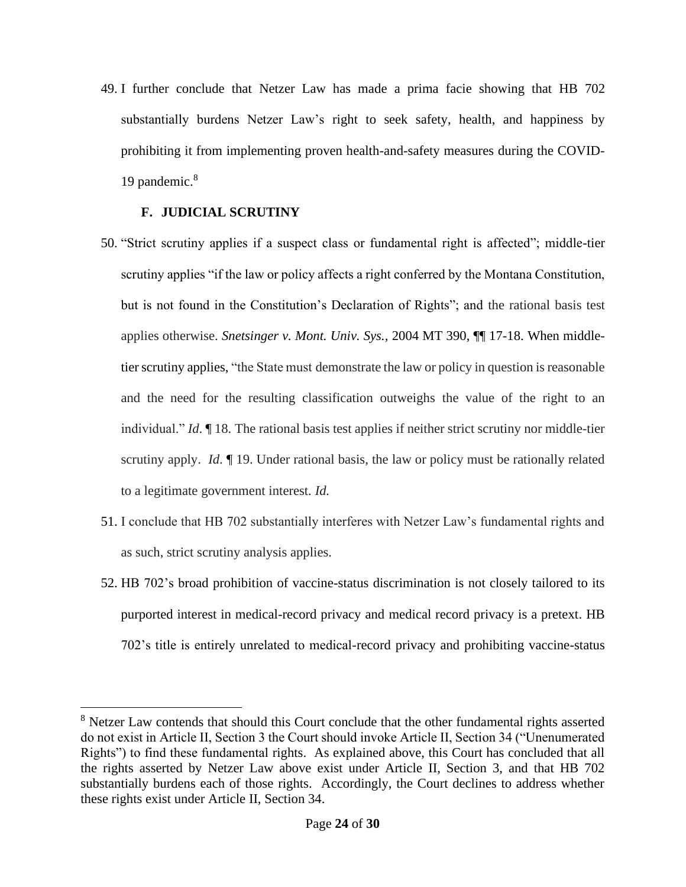49. I further conclude that Netzer Law has made a prima facie showing that HB 702 substantially burdens Netzer Law's right to seek safety, health, and happiness by prohibiting it from implementing proven health-and-safety measures during the COVID-19 pandemic.[8]

### F. JUDICIAL SCRUTINY

50. "Strict scrutiny applies if a suspect class or fundamental right is affected"; middle-tier scrutiny applies "if the law or policy affects a right conferred by the Montana Constitution, but is not found in the Constitution's Declaration of Rights"; and the rational basis test applies otherwise. *Snetsinger v. Mont. Univ. Sys.*, 2004 MT 390, ¶¶ 17-18. When middle-tier scrutiny applies, "the State must demonstrate the law or policy in question is reasonable and the need for the resulting classification outweighs the value of the right to an individual." *Id*. ¶ 18. The rational basis test applies if neither strict scrutiny nor middle-tier scrutiny apply. *Id*. ¶ 19. Under rational basis, the law or policy must be rationally related to a legitimate government interest. *Id.*

51. I conclude that HB 702 substantially interferes with Netzer Law's fundamental rights and as such, strict scrutiny analysis applies.

52. HB 702's broad prohibition of vaccine-status discrimination is not closely tailored to its purported interest in medical-record privacy and medical record privacy is a pretext. HB 702's title is entirely unrelated to medical-record privacy and prohibiting vaccine-status

---

[8] Netzer Law contends that should this Court conclude that the other fundamental rights asserted do not exist in Article II, Section 3 the Court should invoke Article II, Section 34 ("Unenumerated Rights") to find these fundamental rights. As explained above, this Court has concluded that all the rights asserted by Netzer Law above exist under Article II, Section 3, and that HB 702 substantially burdens each of those rights. Accordingly, the Court declines to address whether these rights exist under Article II, Section 34.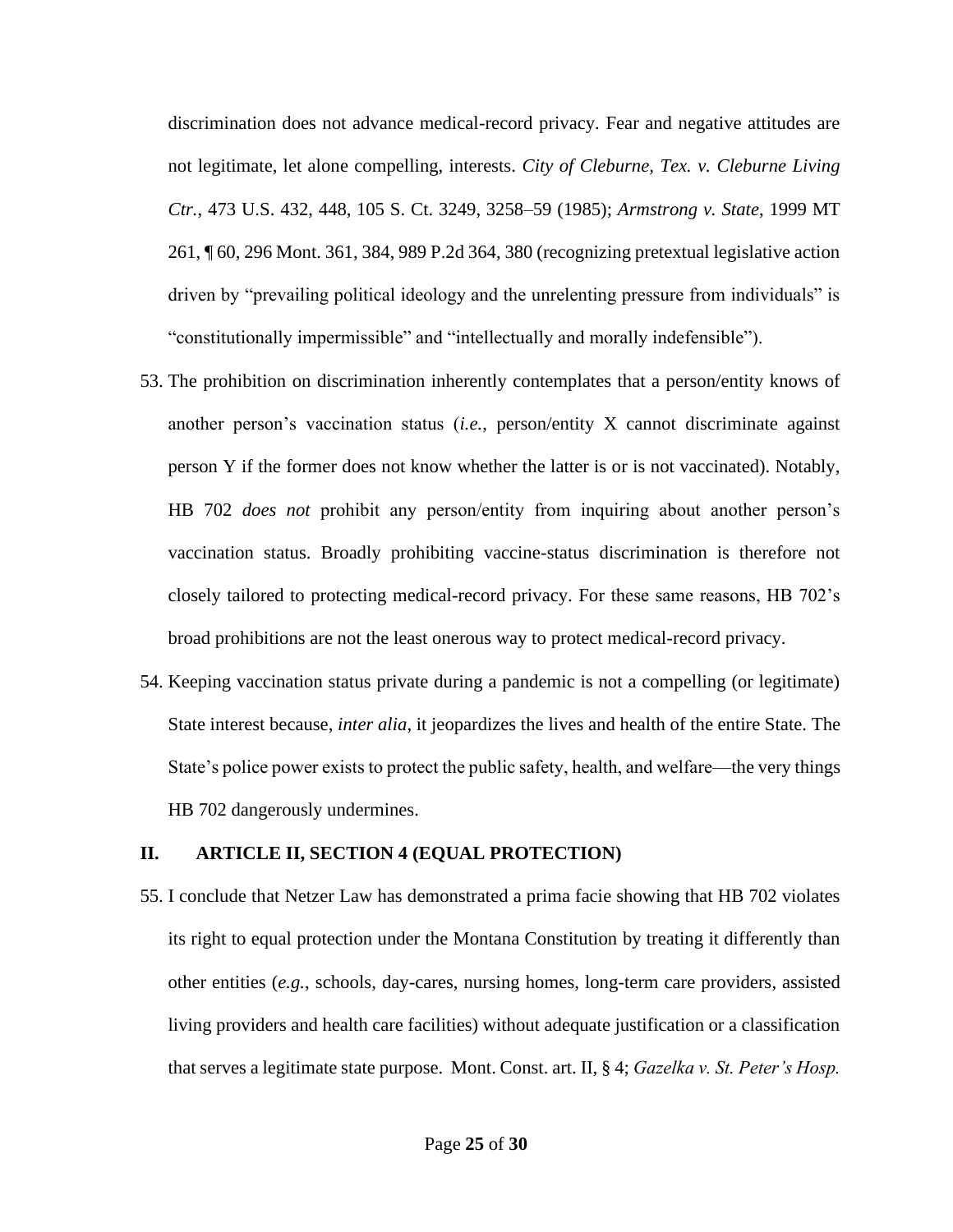discrimination does not advance medical-record privacy. Fear and negative attitudes are not legitimate, let alone compelling, interests. *City of Cleburne, Tex. v. Cleburne Living Ctr.*, 473 U.S. 432, 448, 105 S. Ct. 3249, 3258–59 (1985); *Armstrong v. State*, 1999 MT 261, ¶ 60, 296 Mont. 361, 384, 989 P.2d 364, 380 (recognizing pretextual legislative action driven by "prevailing political ideology and the unrelenting pressure from individuals" is "constitutionally impermissible" and "intellectually and morally indefensible").

53. The prohibition on discrimination inherently contemplates that a person/entity knows of another person's vaccination status (*i.e.*, person/entity X cannot discriminate against person Y if the former does not know whether the latter is or is not vaccinated). Notably, HB 702 *does not* prohibit any person/entity from inquiring about another person's vaccination status. Broadly prohibiting vaccine-status discrimination is therefore not closely tailored to protecting medical-record privacy. For these same reasons, HB 702's broad prohibitions are not the least onerous way to protect medical-record privacy.

54. Keeping vaccination status private during a pandemic is not a compelling (or legitimate) State interest because, *inter alia*, it jeopardizes the lives and health of the entire State. The State's police power exists to protect the public safety, health, and welfare—the very things HB 702 dangerously undermines.

## II. ARTICLE II, SECTION 4 (EQUAL PROTECTION)

55. I conclude that Netzer Law has demonstrated a prima facie showing that HB 702 violates its right to equal protection under the Montana Constitution by treating it differently than other entities (*e.g.*, schools, day-cares, nursing homes, long-term care providers, assisted living providers and health care facilities) without adequate justification or a classification that serves a legitimate state purpose. Mont. Const. art. II, § 4; *Gazelka v. St. Peter's Hosp.*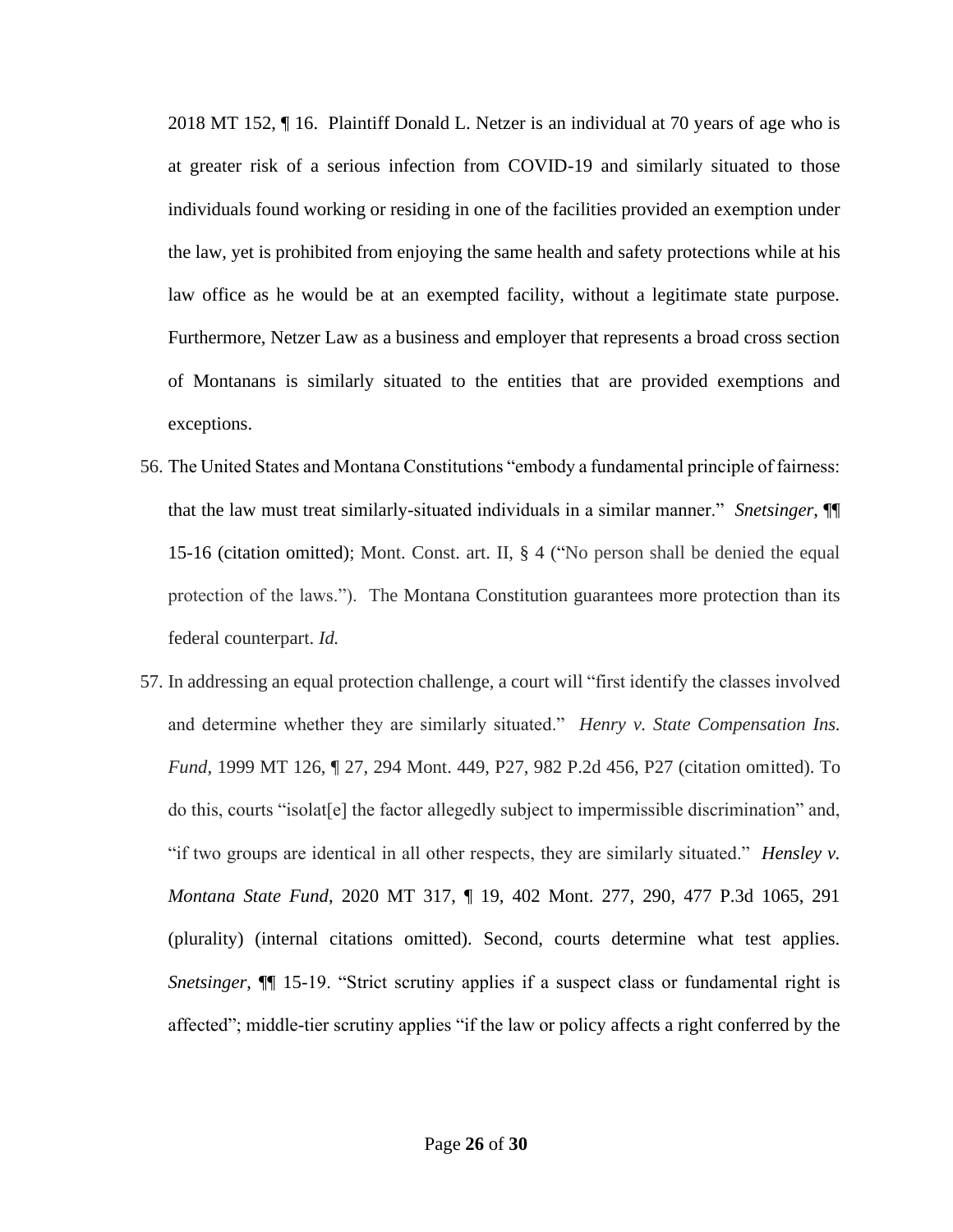2018 MT 152, ¶ 16. Plaintiff Donald L. Netzer is an individual at 70 years of age who is at greater risk of a serious infection from COVID-19 and similarly situated to those individuals found working or residing in one of the facilities provided an exemption under the law, yet is prohibited from enjoying the same health and safety protections while at his law office as he would be at an exempted facility, without a legitimate state purpose. Furthermore, Netzer Law as a business and employer that represents a broad cross section of Montanans is similarly situated to the entities that are provided exemptions and exceptions.

56. The United States and Montana Constitutions "embody a fundamental principle of fairness: that the law must treat similarly-situated individuals in a similar manner." *Snetsinger*, ¶¶ 15-16 (citation omitted); Mont. Const. art. II, § 4 ("No person shall be denied the equal protection of the laws."). The Montana Constitution guarantees more protection than its federal counterpart. *Id.*

57. In addressing an equal protection challenge, a court will "first identify the classes involved and determine whether they are similarly situated." *Henry v. State Compensation Ins. Fund*, 1999 MT 126, ¶ 27, 294 Mont. 449, P27, 982 P.2d 456, P27 (citation omitted). To do this, courts "isolat[e] the factor allegedly subject to impermissible discrimination" and, "if two groups are identical in all other respects, they are similarly situated." *Hensley v. Montana State Fund*, 2020 MT 317, ¶ 19, 402 Mont. 277, 290, 477 P.3d 1065, 291 (plurality) (internal citations omitted). Second, courts determine what test applies. *Snetsinger*, ¶¶ 15-19. "Strict scrutiny applies if a suspect class or fundamental right is affected"; middle-tier scrutiny applies "if the law or policy affects a right conferred by the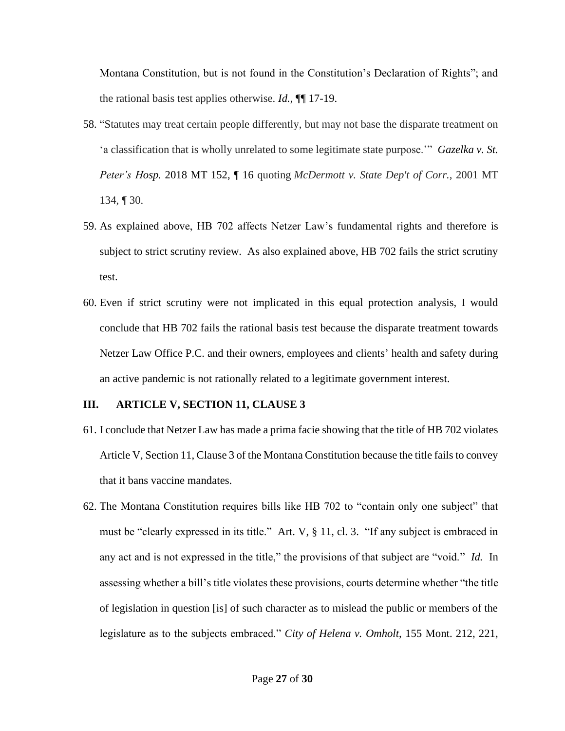Montana Constitution, but is not found in the Constitution's Declaration of Rights"; and the rational basis test applies otherwise. *Id.*, ¶¶ 17-19.

58. "Statutes may treat certain people differently, but may not base the disparate treatment on 'a classification that is wholly unrelated to some legitimate state purpose.'" *Gazelka v. St. Peter's Hosp.* 2018 MT 152, ¶ 16 quoting *McDermott v. State Dep't of Corr.*, 2001 MT 134, ¶ 30.

59. As explained above, HB 702 affects Netzer Law's fundamental rights and therefore is subject to strict scrutiny review. As also explained above, HB 702 fails the strict scrutiny test.

60. Even if strict scrutiny were not implicated in this equal protection analysis, I would conclude that HB 702 fails the rational basis test because the disparate treatment towards Netzer Law Office P.C. and their owners, employees and clients' health and safety during an active pandemic is not rationally related to a legitimate government interest.

## III. ARTICLE V, SECTION 11, CLAUSE 3

61. I conclude that Netzer Law has made a prima facie showing that the title of HB 702 violates Article V, Section 11, Clause 3 of the Montana Constitution because the title fails to convey that it bans vaccine mandates.

62. The Montana Constitution requires bills like HB 702 to "contain only one subject" that must be "clearly expressed in its title." Art. V, § 11, cl. 3. "If any subject is embraced in any act and is not expressed in the title," the provisions of that subject are "void." *Id.* In assessing whether a bill's title violates these provisions, courts determine whether "the title of legislation in question [is] of such character as to mislead the public or members of the legislature as to the subjects embraced." *City of Helena v. Omholt*, 155 Mont. 212, 221,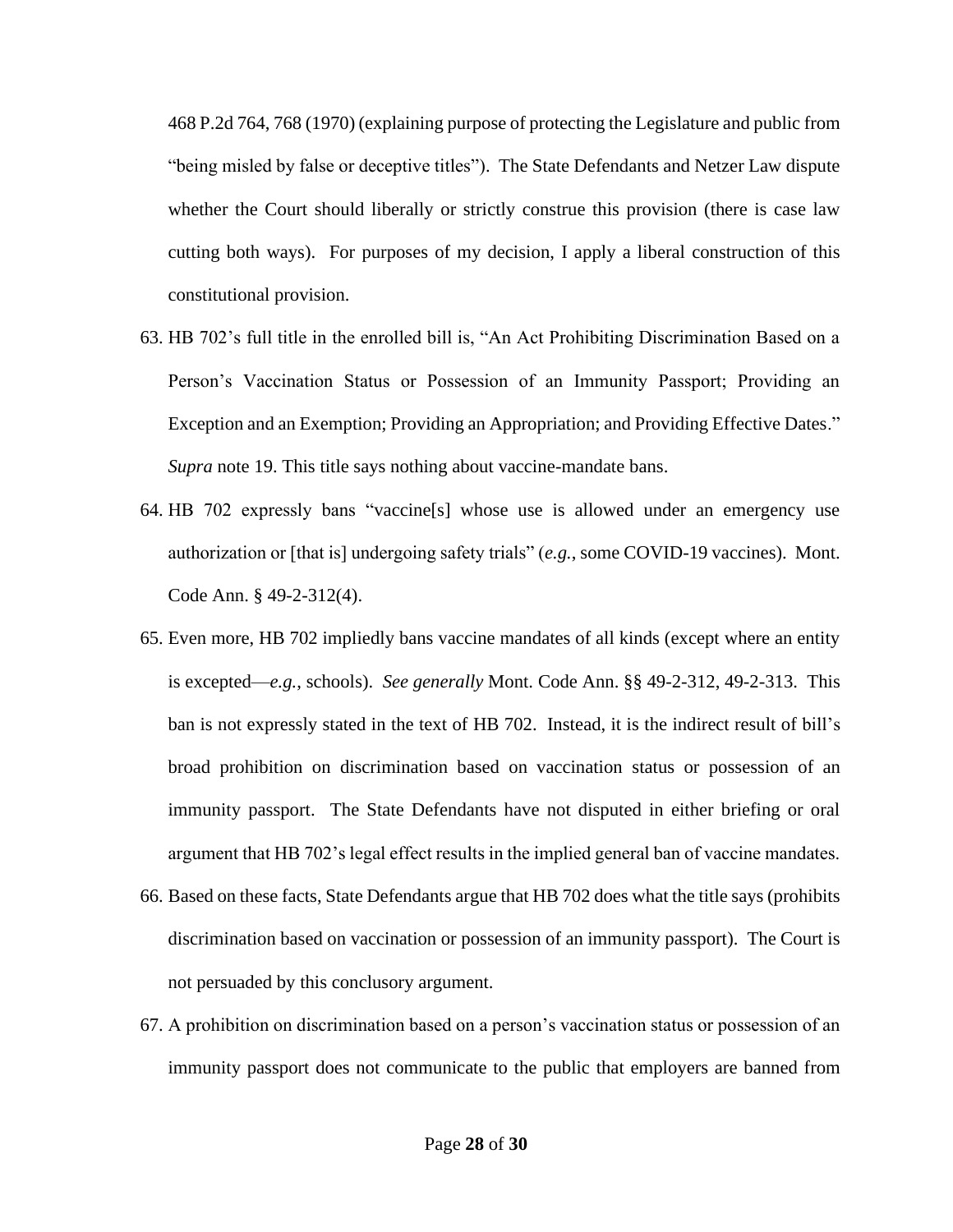468 P.2d 764, 768 (1970) (explaining purpose of protecting the Legislature and public from "being misled by false or deceptive titles"). The State Defendants and Netzer Law dispute whether the Court should liberally or strictly construe this provision (there is case law cutting both ways). For purposes of my decision, I apply a liberal construction of this constitutional provision.

63. HB 702's full title in the enrolled bill is, "An Act Prohibiting Discrimination Based on a Person's Vaccination Status or Possession of an Immunity Passport; Providing an Exception and an Exemption; Providing an Appropriation; and Providing Effective Dates." *Supra* note 19. This title says nothing about vaccine-mandate bans.

64. HB 702 expressly bans "vaccine[s] whose use is allowed under an emergency use authorization or [that is] undergoing safety trials" (*e.g.*, some COVID-19 vaccines). Mont. Code Ann. § 49-2-312(4).

65. Even more, HB 702 impliedly bans vaccine mandates of all kinds (except where an entity is excepted—*e.g.*, schools). *See generally* Mont. Code Ann. §§ 49-2-312, 49-2-313. This ban is not expressly stated in the text of HB 702. Instead, it is the indirect result of bill's broad prohibition on discrimination based on vaccination status or possession of an immunity passport. The State Defendants have not disputed in either briefing or oral argument that HB 702's legal effect results in the implied general ban of vaccine mandates.

66. Based on these facts, State Defendants argue that HB 702 does what the title says (prohibits discrimination based on vaccination or possession of an immunity passport). The Court is not persuaded by this conclusory argument.

67. A prohibition on discrimination based on a person's vaccination status or possession of an immunity passport does not communicate to the public that employers are banned from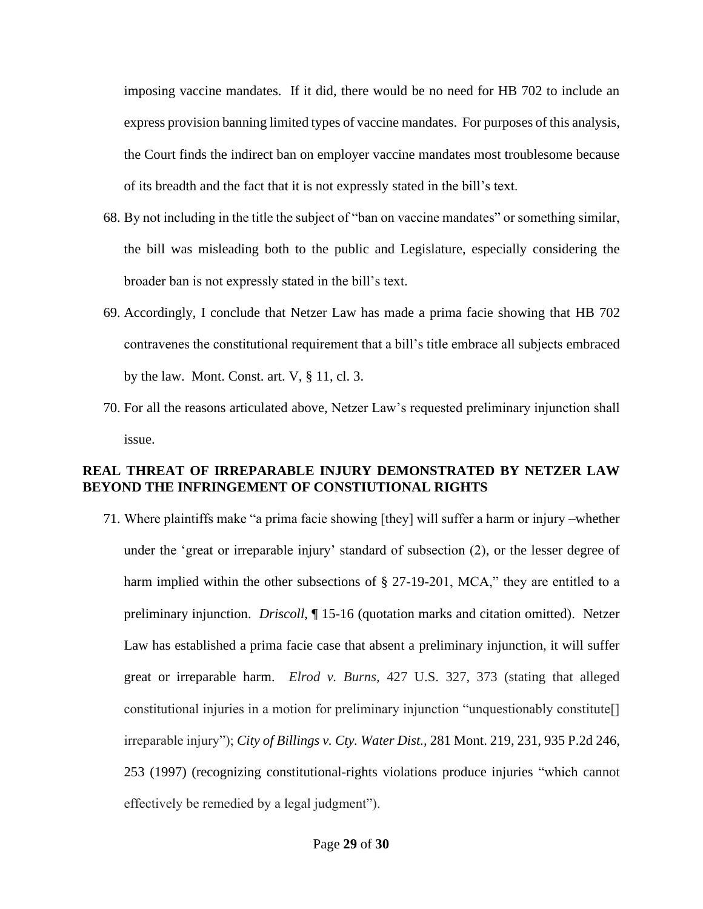imposing vaccine mandates. If it did, there would be no need for HB 702 to include an express provision banning limited types of vaccine mandates. For purposes of this analysis, the Court finds the indirect ban on employer vaccine mandates most troublesome because of its breadth and the fact that it is not expressly stated in the bill's text.

68. By not including in the title the subject of "ban on vaccine mandates" or something similar, the bill was misleading both to the public and Legislature, especially considering the broader ban is not expressly stated in the bill's text.

69. Accordingly, I conclude that Netzer Law has made a prima facie showing that HB 702 contravenes the constitutional requirement that a bill's title embrace all subjects embraced by the law. Mont. Const. art. V, § 11, cl. 3.

70. For all the reasons articulated above, Netzer Law's requested preliminary injunction shall issue.

## REAL THREAT OF IRREPARABLE INJURY DEMONSTRATED BY NETZER LAW BEYOND THE INFRINGEMENT OF CONSTIUTIONAL RIGHTS

71. Where plaintiffs make "a prima facie showing [they] will suffer a harm or injury –whether under the 'great or irreparable injury' standard of subsection (2), or the lesser degree of harm implied within the other subsections of § 27-19-201, MCA," they are entitled to a preliminary injunction. *Driscoll*, ¶ 15-16 (quotation marks and citation omitted). Netzer Law has established a prima facie case that absent a preliminary injunction, it will suffer great or irreparable harm. *Elrod v. Burns,* 427 U.S. 327, 373 (stating that alleged constitutional injuries in a motion for preliminary injunction "unquestionably constitute[] irreparable injury"); *City of Billings v. Cty. Water Dist.,* 281 Mont. 219, 231, 935 P.2d 246, 253 (1997) (recognizing constitutional-rights violations produce injuries "which cannot effectively be remedied by a legal judgment").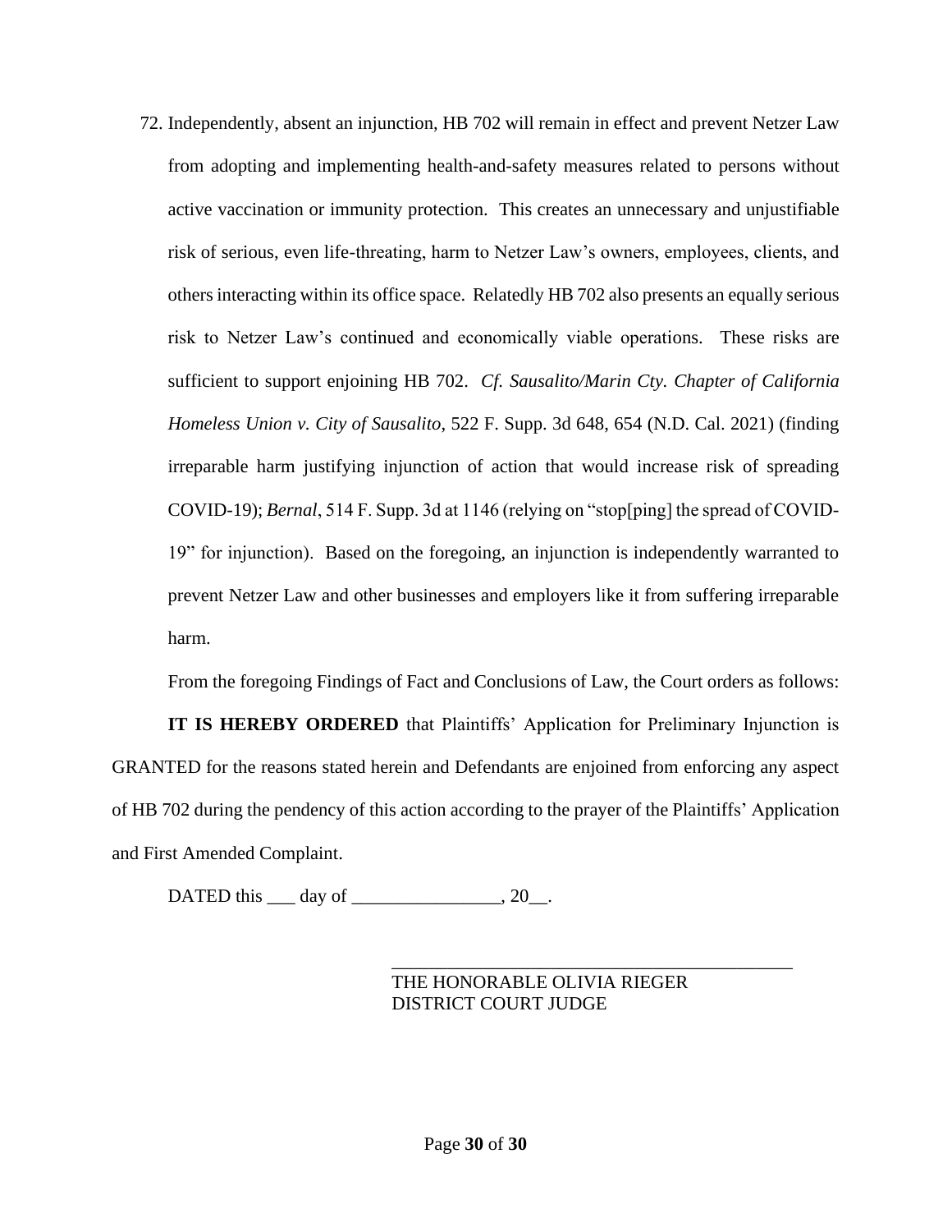72. Independently, absent an injunction, HB 702 will remain in effect and prevent Netzer Law from adopting and implementing health-and-safety measures related to persons without active vaccination or immunity protection. This creates an unnecessary and unjustifiable risk of serious, even life-threating, harm to Netzer Law's owners, employees, clients, and others interacting within its office space. Relatedly HB 702 also presents an equally serious risk to Netzer Law's continued and economically viable operations. These risks are sufficient to support enjoining HB 702. *Cf. Sausalito/Marin Cty. Chapter of California Homeless Union v. City of Sausalito*, 522 F. Supp. 3d 648, 654 (N.D. Cal. 2021) (finding irreparable harm justifying injunction of action that would increase risk of spreading COVID-19); *Bernal*, 514 F. Supp. 3d at 1146 (relying on "stop[ping] the spread of COVID-19" for injunction). Based on the foregoing, an injunction is independently warranted to prevent Netzer Law and other businesses and employers like it from suffering irreparable harm.

From the foregoing Findings of Fact and Conclusions of Law, the Court orders as follows:

**IT IS HEREBY ORDERED** that Plaintiffs' Application for Preliminary Injunction is GRANTED for the reasons stated herein and Defendants are enjoined from enforcing any aspect of HB 702 during the pendency of this action according to the prayer of the Plaintiffs' Application and First Amended Complaint.

DATED this ___ day of ________________, 20__.

__________________________________________
THE HONORABLE OLIVIA RIEGER
DISTRICT COURT JUDGE